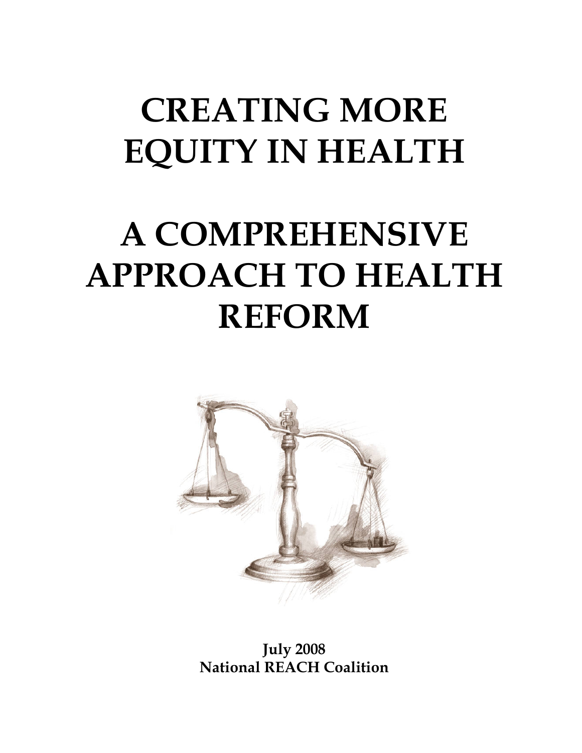# CREATING MORE EQUITY IN HEALTH

# A COMPREHENSIVE APPROACH TO HEALTH REFORM

**July 2008**
**National REACH Coalition**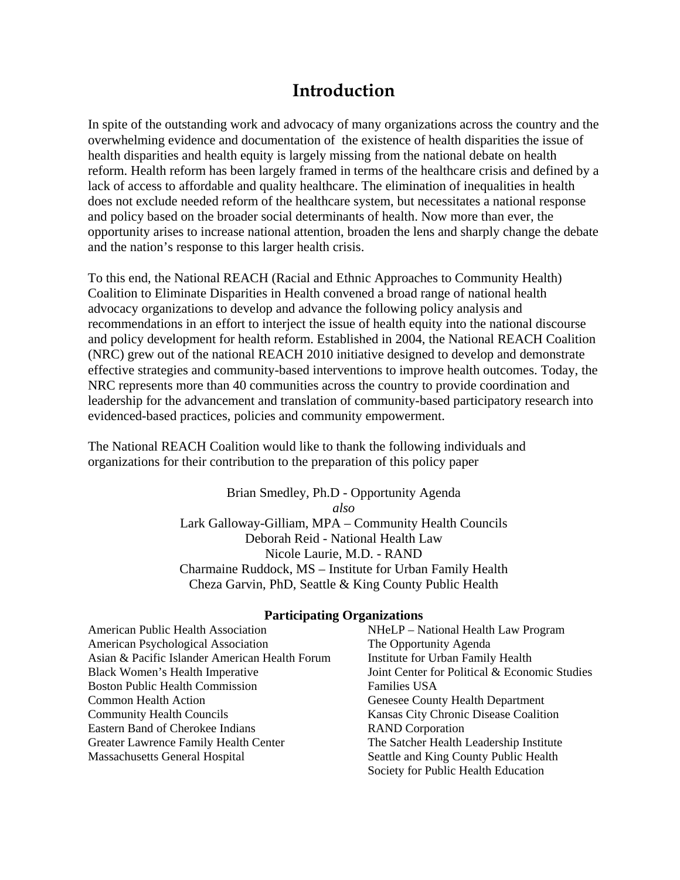# Introduction

In spite of the outstanding work and advocacy of many organizations across the country and the overwhelming evidence and documentation of the existence of health disparities the issue of health disparities and health equity is largely missing from the national debate on health reform. Health reform has been largely framed in terms of the healthcare crisis and defined by a lack of access to affordable and quality healthcare. The elimination of inequalities in health does not exclude needed reform of the healthcare system, but necessitates a national response and policy based on the broader social determinants of health. Now more than ever, the opportunity arises to increase national attention, broaden the lens and sharply change the debate and the nation's response to this larger health crisis.

To this end, the National REACH (Racial and Ethnic Approaches to Community Health) Coalition to Eliminate Disparities in Health convened a broad range of national health advocacy organizations to develop and advance the following policy analysis and recommendations in an effort to interject the issue of health equity into the national discourse and policy development for health reform. Established in 2004, the National REACH Coalition (NRC) grew out of the national REACH 2010 initiative designed to develop and demonstrate effective strategies and community-based interventions to improve health outcomes. Today, the NRC represents more than 40 communities across the country to provide coordination and leadership for the advancement and translation of community-based participatory research into evidenced-based practices, policies and community empowerment.

The National REACH Coalition would like to thank the following individuals and organizations for their contribution to the preparation of this policy paper

Brian Smedley, Ph.D - Opportunity Agenda
*also*
Lark Galloway-Gilliam, MPA – Community Health Councils
Deborah Reid - National Health Law
Nicole Laurie, M.D. - RAND
Charmaine Ruddock, MS – Institute for Urban Family Health
Cheza Garvin, PhD, Seattle & King County Public Health

**Participating Organizations**

American Public Health Association
American Psychological Association
Asian & Pacific Islander American Health Forum
Black Women's Health Imperative
Boston Public Health Commission
Common Health Action
Community Health Councils
Eastern Band of Cherokee Indians
Greater Lawrence Family Health Center
Massachusetts General Hospital
NHeLP – National Health Law Program
The Opportunity Agenda
Institute for Urban Family Health
Joint Center for Political & Economic Studies
Families USA
Genesee County Health Department
Kansas City Chronic Disease Coalition
RAND Corporation
The Satcher Health Leadership Institute
Seattle and King County Public Health
Society for Public Health Education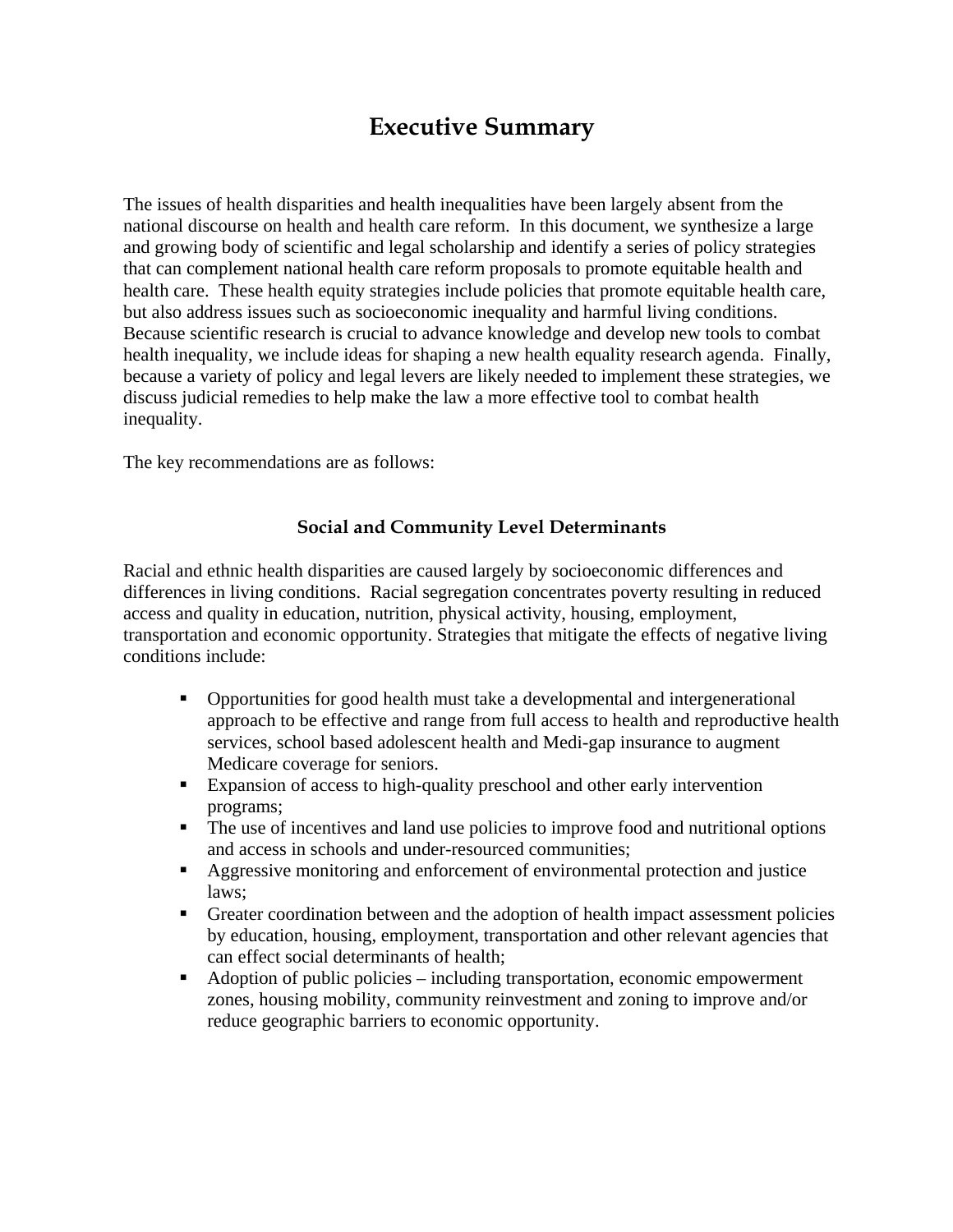# Executive Summary

The issues of health disparities and health inequalities have been largely absent from the national discourse on health and health care reform. In this document, we synthesize a large and growing body of scientific and legal scholarship and identify a series of policy strategies that can complement national health care reform proposals to promote equitable health and health care. These health equity strategies include policies that promote equitable health care, but also address issues such as socioeconomic inequality and harmful living conditions. Because scientific research is crucial to advance knowledge and develop new tools to combat health inequality, we include ideas for shaping a new health equality research agenda. Finally, because a variety of policy and legal levers are likely needed to implement these strategies, we discuss judicial remedies to help make the law a more effective tool to combat health inequality.

The key recommendations are as follows:

### Social and Community Level Determinants

Racial and ethnic health disparities are caused largely by socioeconomic differences and differences in living conditions. Racial segregation concentrates poverty resulting in reduced access and quality in education, nutrition, physical activity, housing, employment, transportation and economic opportunity. Strategies that mitigate the effects of negative living conditions include:

- Opportunities for good health must take a developmental and intergenerational approach to be effective and range from full access to health and reproductive health services, school based adolescent health and Medi-gap insurance to augment Medicare coverage for seniors.
- Expansion of access to high-quality preschool and other early intervention programs;
- The use of incentives and land use policies to improve food and nutritional options and access in schools and under-resourced communities;
- Aggressive monitoring and enforcement of environmental protection and justice laws;
- Greater coordination between and the adoption of health impact assessment policies by education, housing, employment, transportation and other relevant agencies that can effect social determinants of health;
- Adoption of public policies – including transportation, economic empowerment zones, housing mobility, community reinvestment and zoning to improve and/or reduce geographic barriers to economic opportunity.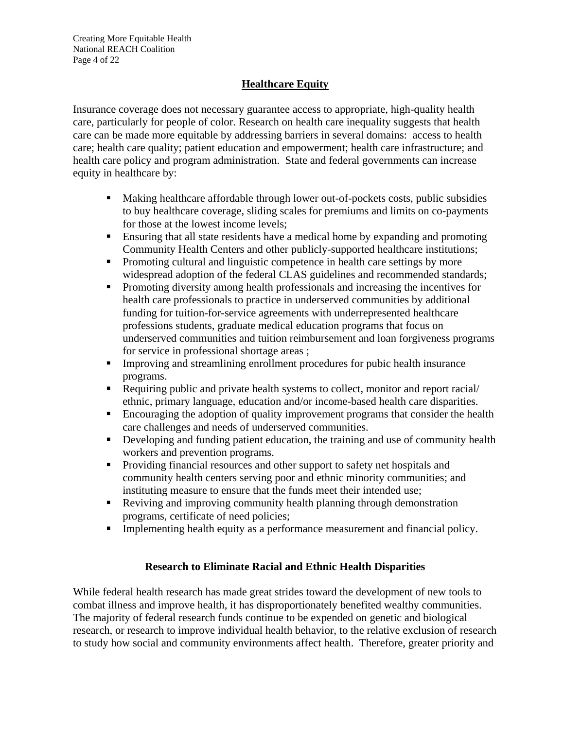## Healthcare Equity

Insurance coverage does not necessary guarantee access to appropriate, high-quality health care, particularly for people of color. Research on health care inequality suggests that health care can be made more equitable by addressing barriers in several domains: access to health care; health care quality; patient education and empowerment; health care infrastructure; and health care policy and program administration. State and federal governments can increase equity in healthcare by:

- Making healthcare affordable through lower out-of-pockets costs, public subsidies to buy healthcare coverage, sliding scales for premiums and limits on co-payments for those at the lowest income levels;
- Ensuring that all state residents have a medical home by expanding and promoting Community Health Centers and other publicly-supported healthcare institutions;
- Promoting cultural and linguistic competence in health care settings by more widespread adoption of the federal CLAS guidelines and recommended standards;
- Promoting diversity among health professionals and increasing the incentives for health care professionals to practice in underserved communities by additional funding for tuition-for-service agreements with underrepresented healthcare professions students, graduate medical education programs that focus on underserved communities and tuition reimbursement and loan forgiveness programs for service in professional shortage areas ;
- Improving and streamlining enrollment procedures for pubic health insurance programs.
- Requiring public and private health systems to collect, monitor and report racial/ ethnic, primary language, education and/or income-based health care disparities.
- Encouraging the adoption of quality improvement programs that consider the health care challenges and needs of underserved communities.
- Developing and funding patient education, the training and use of community health workers and prevention programs.
- Providing financial resources and other support to safety net hospitals and community health centers serving poor and ethnic minority communities; and instituting measure to ensure that the funds meet their intended use;
- Reviving and improving community health planning through demonstration programs, certificate of need policies;
- Implementing health equity as a performance measurement and financial policy.

### Research to Eliminate Racial and Ethnic Health Disparities

While federal health research has made great strides toward the development of new tools to combat illness and improve health, it has disproportionately benefited wealthy communities. The majority of federal research funds continue to be expended on genetic and biological research, or research to improve individual health behavior, to the relative exclusion of research to study how social and community environments affect health. Therefore, greater priority and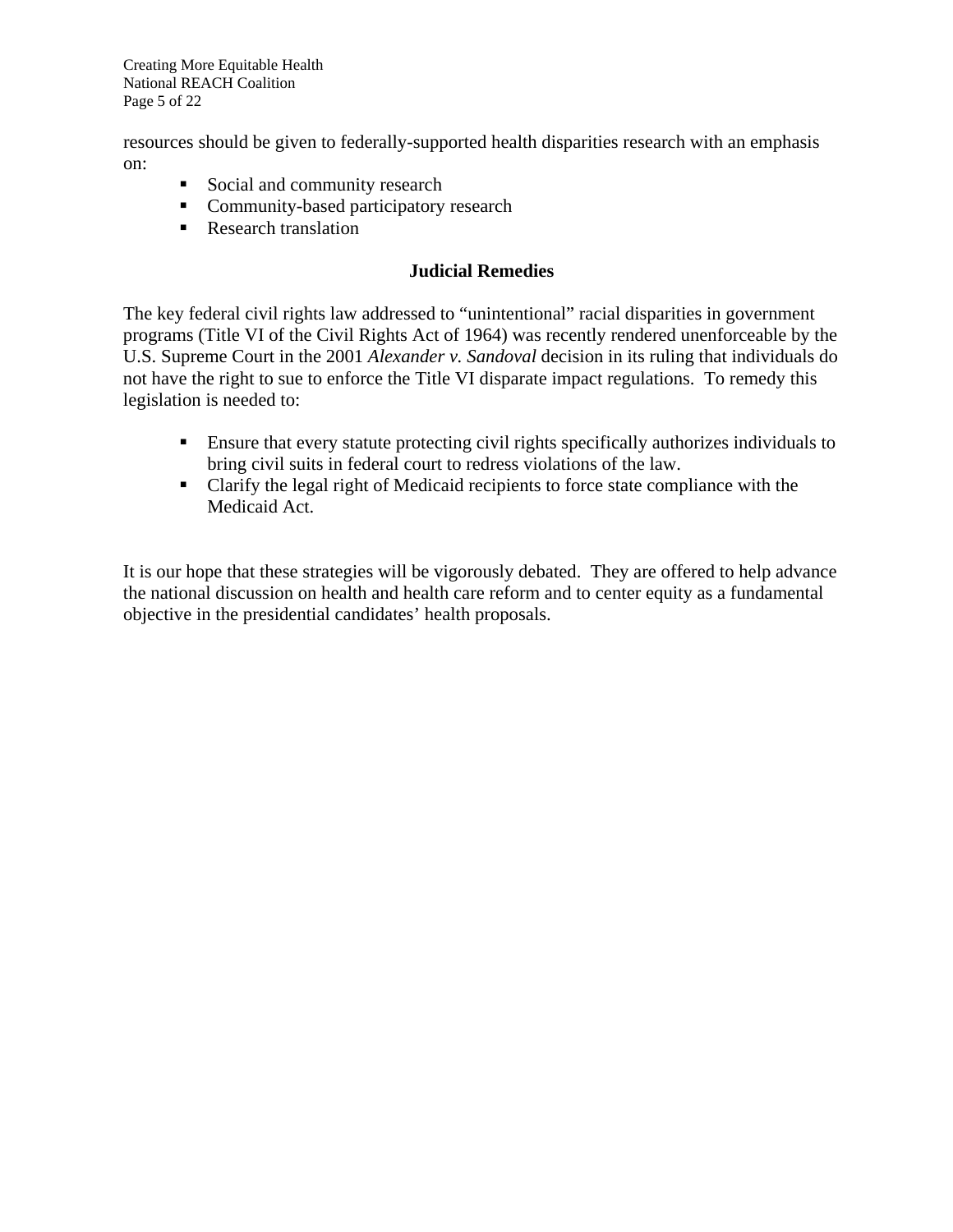resources should be given to federally-supported health disparities research with an emphasis on:

- Social and community research
- Community-based participatory research
- Research translation

## Judicial Remedies

The key federal civil rights law addressed to "unintentional" racial disparities in government programs (Title VI of the Civil Rights Act of 1964) was recently rendered unenforceable by the U.S. Supreme Court in the 2001 *Alexander v. Sandoval* decision in its ruling that individuals do not have the right to sue to enforce the Title VI disparate impact regulations. To remedy this legislation is needed to:

- Ensure that every statute protecting civil rights specifically authorizes individuals to bring civil suits in federal court to redress violations of the law.
- Clarify the legal right of Medicaid recipients to force state compliance with the Medicaid Act.

It is our hope that these strategies will be vigorously debated. They are offered to help advance the national discussion on health and health care reform and to center equity as a fundamental objective in the presidential candidates' health proposals.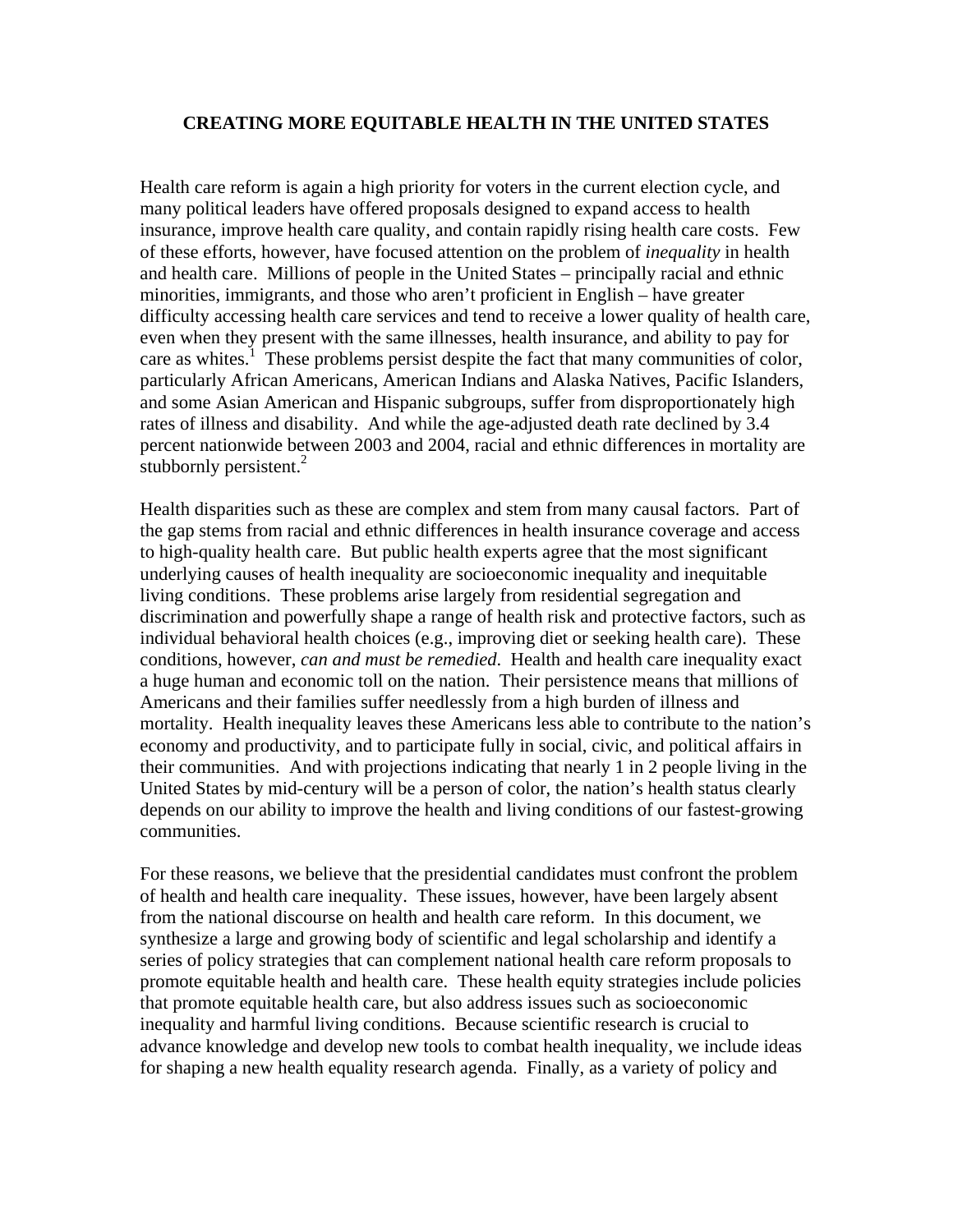# CREATING MORE EQUITABLE HEALTH IN THE UNITED STATES

Health care reform is again a high priority for voters in the current election cycle, and many political leaders have offered proposals designed to expand access to health insurance, improve health care quality, and contain rapidly rising health care costs. Few of these efforts, however, have focused attention on the problem of *inequality* in health and health care. Millions of people in the United States – principally racial and ethnic minorities, immigrants, and those who aren't proficient in English – have greater difficulty accessing health care services and tend to receive a lower quality of health care, even when they present with the same illnesses, health insurance, and ability to pay for care as whites.[1] These problems persist despite the fact that many communities of color, particularly African Americans, American Indians and Alaska Natives, Pacific Islanders, and some Asian American and Hispanic subgroups, suffer from disproportionately high rates of illness and disability. And while the age-adjusted death rate declined by 3.4 percent nationwide between 2003 and 2004, racial and ethnic differences in mortality are stubbornly persistent.[2]

Health disparities such as these are complex and stem from many causal factors. Part of the gap stems from racial and ethnic differences in health insurance coverage and access to high-quality health care. But public health experts agree that the most significant underlying causes of health inequality are socioeconomic inequality and inequitable living conditions. These problems arise largely from residential segregation and discrimination and powerfully shape a range of health risk and protective factors, such as individual behavioral health choices (e.g., improving diet or seeking health care). These conditions, however, *can and must be remedied*. Health and health care inequality exact a huge human and economic toll on the nation. Their persistence means that millions of Americans and their families suffer needlessly from a high burden of illness and mortality. Health inequality leaves these Americans less able to contribute to the nation's economy and productivity, and to participate fully in social, civic, and political affairs in their communities. And with projections indicating that nearly 1 in 2 people living in the United States by mid-century will be a person of color, the nation's health status clearly depends on our ability to improve the health and living conditions of our fastest-growing communities.

For these reasons, we believe that the presidential candidates must confront the problem of health and health care inequality. These issues, however, have been largely absent from the national discourse on health and health care reform. In this document, we synthesize a large and growing body of scientific and legal scholarship and identify a series of policy strategies that can complement national health care reform proposals to promote equitable health and health care. These health equity strategies include policies that promote equitable health care, but also address issues such as socioeconomic inequality and harmful living conditions. Because scientific research is crucial to advance knowledge and develop new tools to combat health inequality, we include ideas for shaping a new health equality research agenda. Finally, as a variety of policy and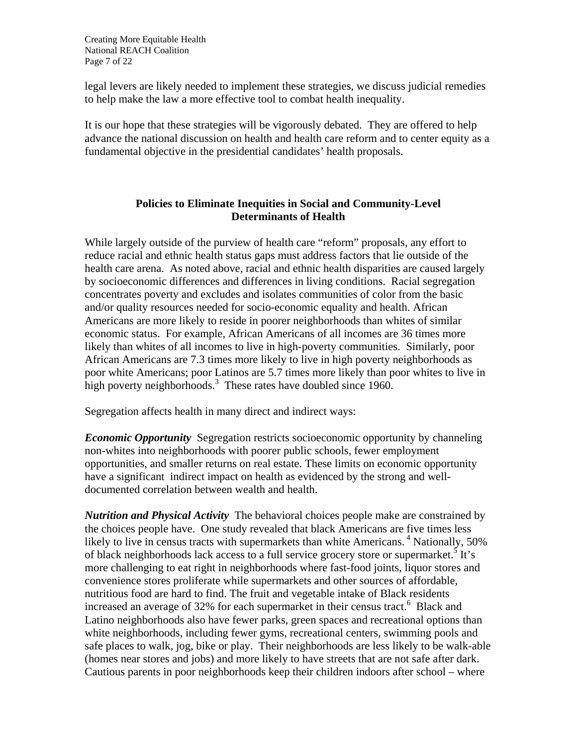legal levers are likely needed to implement these strategies, we discuss judicial remedies to help make the law a more effective tool to combat health inequality.

It is our hope that these strategies will be vigorously debated. They are offered to help advance the national discussion on health and health care reform and to center equity as a fundamental objective in the presidential candidates' health proposals.

## Policies to Eliminate Inequities in Social and Community-Level Determinants of Health

While largely outside of the purview of health care "reform" proposals, any effort to reduce racial and ethnic health status gaps must address factors that lie outside of the health care arena. As noted above, racial and ethnic health disparities are caused largely by socioeconomic differences and differences in living conditions. Racial segregation concentrates poverty and excludes and isolates communities of color from the basic and/or quality resources needed for socio-economic equality and health. African Americans are more likely to reside in poorer neighborhoods than whites of similar economic status. For example, African Americans of all incomes are 36 times more likely than whites of all incomes to live in high-poverty communities. Similarly, poor African Americans are 7.3 times more likely to live in high poverty neighborhoods as poor white Americans; poor Latinos are 5.7 times more likely than poor whites to live in high poverty neighborhoods.[3] These rates have doubled since 1960.

Segregation affects health in many direct and indirect ways:

***Economic Opportunity*** Segregation restricts socioeconomic opportunity by channeling non-whites into neighborhoods with poorer public schools, fewer employment opportunities, and smaller returns on real estate. These limits on economic opportunity have a significant indirect impact on health as evidenced by the strong and well-documented correlation between wealth and health.

***Nutrition and Physical Activity*** The behavioral choices people make are constrained by the choices people have. One study revealed that black Americans are five times less likely to live in census tracts with supermarkets than white Americans.[4] Nationally, 50% of black neighborhoods lack access to a full service grocery store or supermarket.[5] It's more challenging to eat right in neighborhoods where fast-food joints, liquor stores and convenience stores proliferate while supermarkets and other sources of affordable, nutritious food are hard to find. The fruit and vegetable intake of Black residents increased an average of 32% for each supermarket in their census tract.[6] Black and Latino neighborhoods also have fewer parks, green spaces and recreational options than white neighborhoods, including fewer gyms, recreational centers, swimming pools and safe places to walk, jog, bike or play. Their neighborhoods are less likely to be walk-able (homes near stores and jobs) and more likely to have streets that are not safe after dark. Cautious parents in poor neighborhoods keep their children indoors after school – where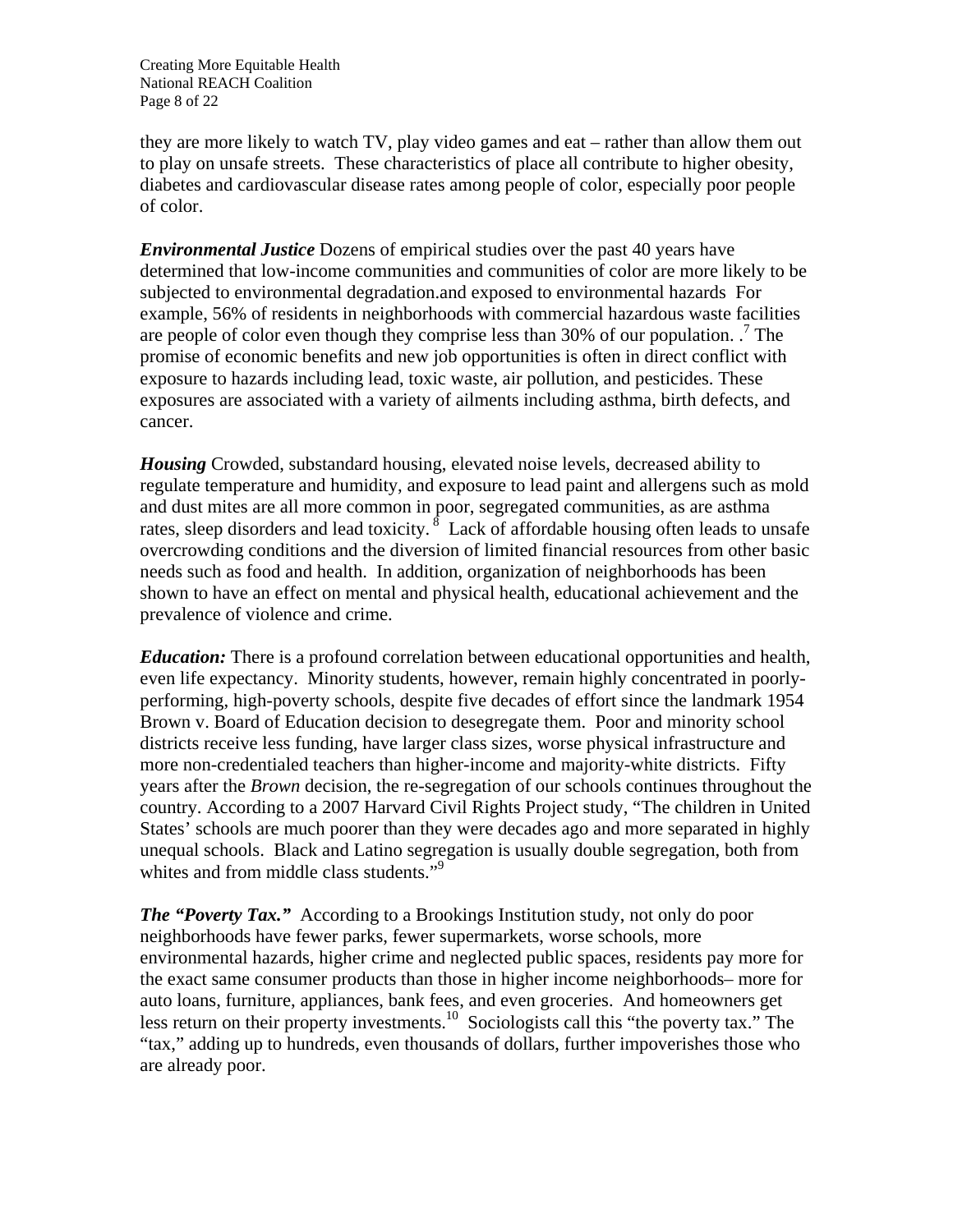they are more likely to watch TV, play video games and eat – rather than allow them out to play on unsafe streets. These characteristics of place all contribute to higher obesity, diabetes and cardiovascular disease rates among people of color, especially poor people of color.

***Environmental Justice*** Dozens of empirical studies over the past 40 years have determined that low-income communities and communities of color are more likely to be subjected to environmental degradation.and exposed to environmental hazards For example, 56% of residents in neighborhoods with commercial hazardous waste facilities are people of color even though they comprise less than 30% of our population. .[7] The promise of economic benefits and new job opportunities is often in direct conflict with exposure to hazards including lead, toxic waste, air pollution, and pesticides. These exposures are associated with a variety of ailments including asthma, birth defects, and cancer.

***Housing*** Crowded, substandard housing, elevated noise levels, decreased ability to regulate temperature and humidity, and exposure to lead paint and allergens such as mold and dust mites are all more common in poor, segregated communities, as are asthma rates, sleep disorders and lead toxicity. [8] Lack of affordable housing often leads to unsafe overcrowding conditions and the diversion of limited financial resources from other basic needs such as food and health. In addition, organization of neighborhoods has been shown to have an effect on mental and physical health, educational achievement and the prevalence of violence and crime.

***Education:*** There is a profound correlation between educational opportunities and health, even life expectancy. Minority students, however, remain highly concentrated in poorly-performing, high-poverty schools, despite five decades of effort since the landmark 1954 Brown v. Board of Education decision to desegregate them. Poor and minority school districts receive less funding, have larger class sizes, worse physical infrastructure and more non-credentialed teachers than higher-income and majority-white districts. Fifty years after the *Brown* decision, the re-segregation of our schools continues throughout the country. According to a 2007 Harvard Civil Rights Project study, "The children in United States' schools are much poorer than they were decades ago and more separated in highly unequal schools. Black and Latino segregation is usually double segregation, both from whites and from middle class students."[9]

***The "Poverty Tax."*** According to a Brookings Institution study, not only do poor neighborhoods have fewer parks, fewer supermarkets, worse schools, more environmental hazards, higher crime and neglected public spaces, residents pay more for the exact same consumer products than those in higher income neighborhoods– more for auto loans, furniture, appliances, bank fees, and even groceries. And homeowners get less return on their property investments.[10] Sociologists call this "the poverty tax." The "tax," adding up to hundreds, even thousands of dollars, further impoverishes those who are already poor.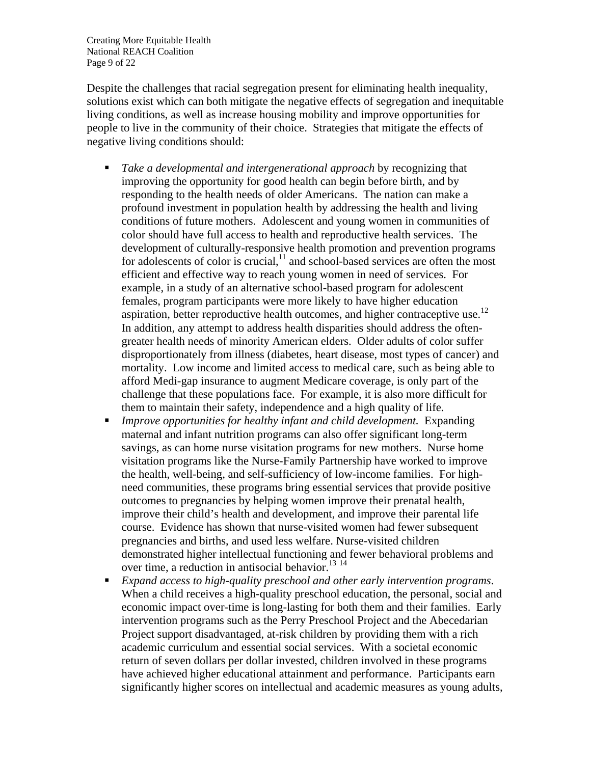Despite the challenges that racial segregation present for eliminating health inequality, solutions exist which can both mitigate the negative effects of segregation and inequitable living conditions, as well as increase housing mobility and improve opportunities for people to live in the community of their choice. Strategies that mitigate the effects of negative living conditions should:

- *Take a developmental and intergenerational approach* by recognizing that improving the opportunity for good health can begin before birth, and by responding to the health needs of older Americans. The nation can make a profound investment in population health by addressing the health and living conditions of future mothers. Adolescent and young women in communities of color should have full access to health and reproductive health services. The development of culturally-responsive health promotion and prevention programs for adolescents of color is crucial,[11] and school-based services are often the most efficient and effective way to reach young women in need of services. For example, in a study of an alternative school-based program for adolescent females, program participants were more likely to have higher education aspiration, better reproductive health outcomes, and higher contraceptive use.[12] In addition, any attempt to address health disparities should address the often-greater health needs of minority American elders. Older adults of color suffer disproportionately from illness (diabetes, heart disease, most types of cancer) and mortality. Low income and limited access to medical care, such as being able to afford Medi-gap insurance to augment Medicare coverage, is only part of the challenge that these populations face. For example, it is also more difficult for them to maintain their safety, independence and a high quality of life.
- *Improve opportunities for healthy infant and child development.* Expanding maternal and infant nutrition programs can also offer significant long-term savings, as can home nurse visitation programs for new mothers. Nurse home visitation programs like the Nurse-Family Partnership have worked to improve the health, well-being, and self-sufficiency of low-income families. For high-need communities, these programs bring essential services that provide positive outcomes to pregnancies by helping women improve their prenatal health, improve their child's health and development, and improve their parental life course. Evidence has shown that nurse-visited women had fewer subsequent pregnancies and births, and used less welfare. Nurse-visited children demonstrated higher intellectual functioning and fewer behavioral problems and over time, a reduction in antisocial behavior.[13] [14]
- *Expand access to high-quality preschool and other early intervention programs*. When a child receives a high-quality preschool education, the personal, social and economic impact over-time is long-lasting for both them and their families. Early intervention programs such as the Perry Preschool Project and the Abecedarian Project support disadvantaged, at-risk children by providing them with a rich academic curriculum and essential social services. With a societal economic return of seven dollars per dollar invested, children involved in these programs have achieved higher educational attainment and performance. Participants earn significantly higher scores on intellectual and academic measures as young adults,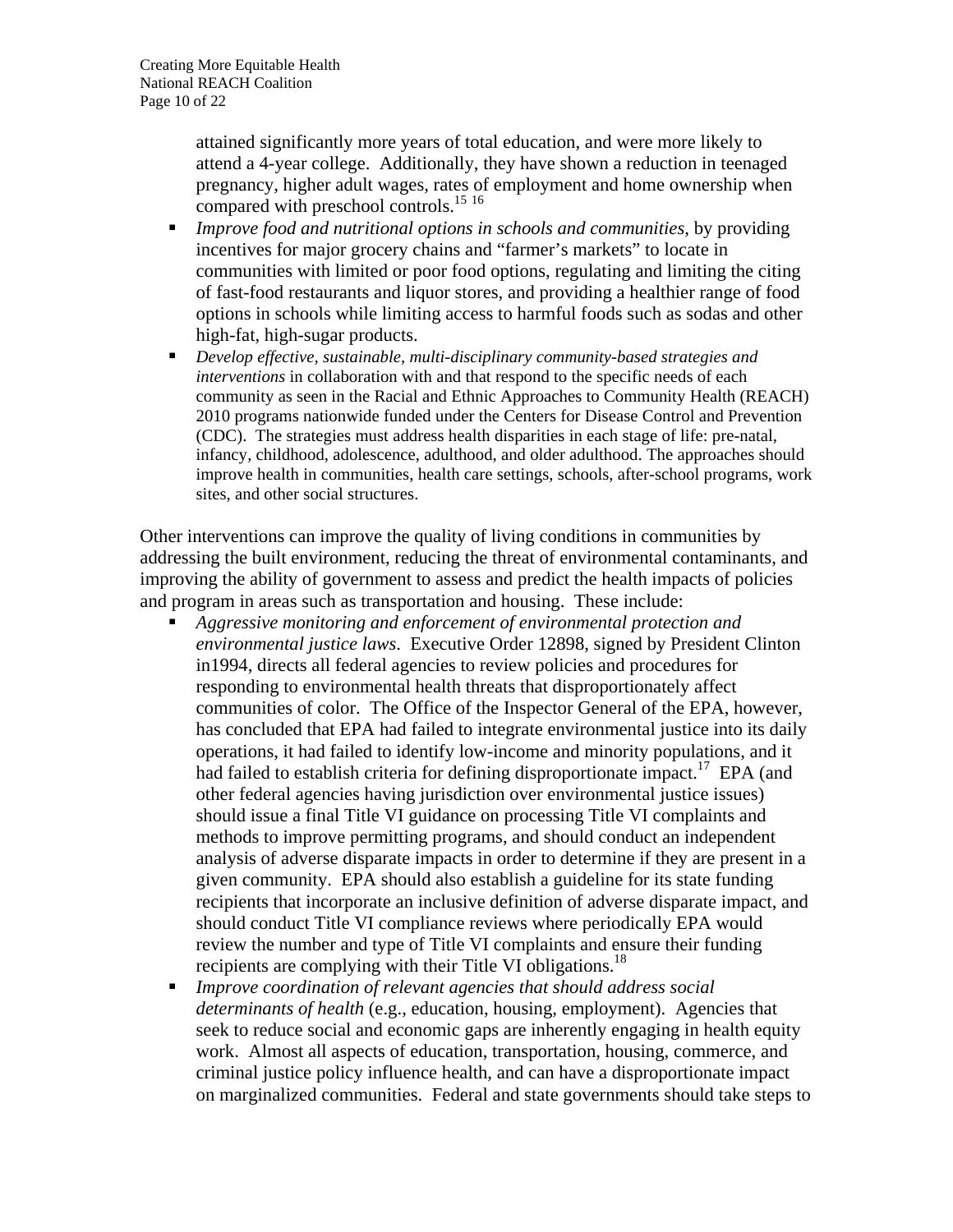attained significantly more years of total education, and were more likely to attend a 4-year college. Additionally, they have shown a reduction in teenaged pregnancy, higher adult wages, rates of employment and home ownership when compared with preschool controls.[15 16]

- *Improve food and nutritional options in schools and communities*, by providing incentives for major grocery chains and "farmer's markets" to locate in communities with limited or poor food options, regulating and limiting the citing of fast-food restaurants and liquor stores, and providing a healthier range of food options in schools while limiting access to harmful foods such as sodas and other high-fat, high-sugar products.
- *Develop effective, sustainable, multi-disciplinary community-based strategies and interventions* in collaboration with and that respond to the specific needs of each community as seen in the Racial and Ethnic Approaches to Community Health (REACH) 2010 programs nationwide funded under the Centers for Disease Control and Prevention (CDC). The strategies must address health disparities in each stage of life: pre-natal, infancy, childhood, adolescence, adulthood, and older adulthood. The approaches should improve health in communities, health care settings, schools, after-school programs, work sites, and other social structures.

Other interventions can improve the quality of living conditions in communities by addressing the built environment, reducing the threat of environmental contaminants, and improving the ability of government to assess and predict the health impacts of policies and program in areas such as transportation and housing. These include:

- *Aggressive monitoring and enforcement of environmental protection and environmental justice laws*. Executive Order 12898, signed by President Clinton in1994, directs all federal agencies to review policies and procedures for responding to environmental health threats that disproportionately affect communities of color. The Office of the Inspector General of the EPA, however, has concluded that EPA had failed to integrate environmental justice into its daily operations, it had failed to identify low-income and minority populations, and it had failed to establish criteria for defining disproportionate impact.[17] EPA (and other federal agencies having jurisdiction over environmental justice issues) should issue a final Title VI guidance on processing Title VI complaints and methods to improve permitting programs, and should conduct an independent analysis of adverse disparate impacts in order to determine if they are present in a given community. EPA should also establish a guideline for its state funding recipients that incorporate an inclusive definition of adverse disparate impact, and should conduct Title VI compliance reviews where periodically EPA would review the number and type of Title VI complaints and ensure their funding recipients are complying with their Title VI obligations.[18]
- *Improve coordination of relevant agencies that should address social determinants of health* (e.g., education, housing, employment). Agencies that seek to reduce social and economic gaps are inherently engaging in health equity work. Almost all aspects of education, transportation, housing, commerce, and criminal justice policy influence health, and can have a disproportionate impact on marginalized communities. Federal and state governments should take steps to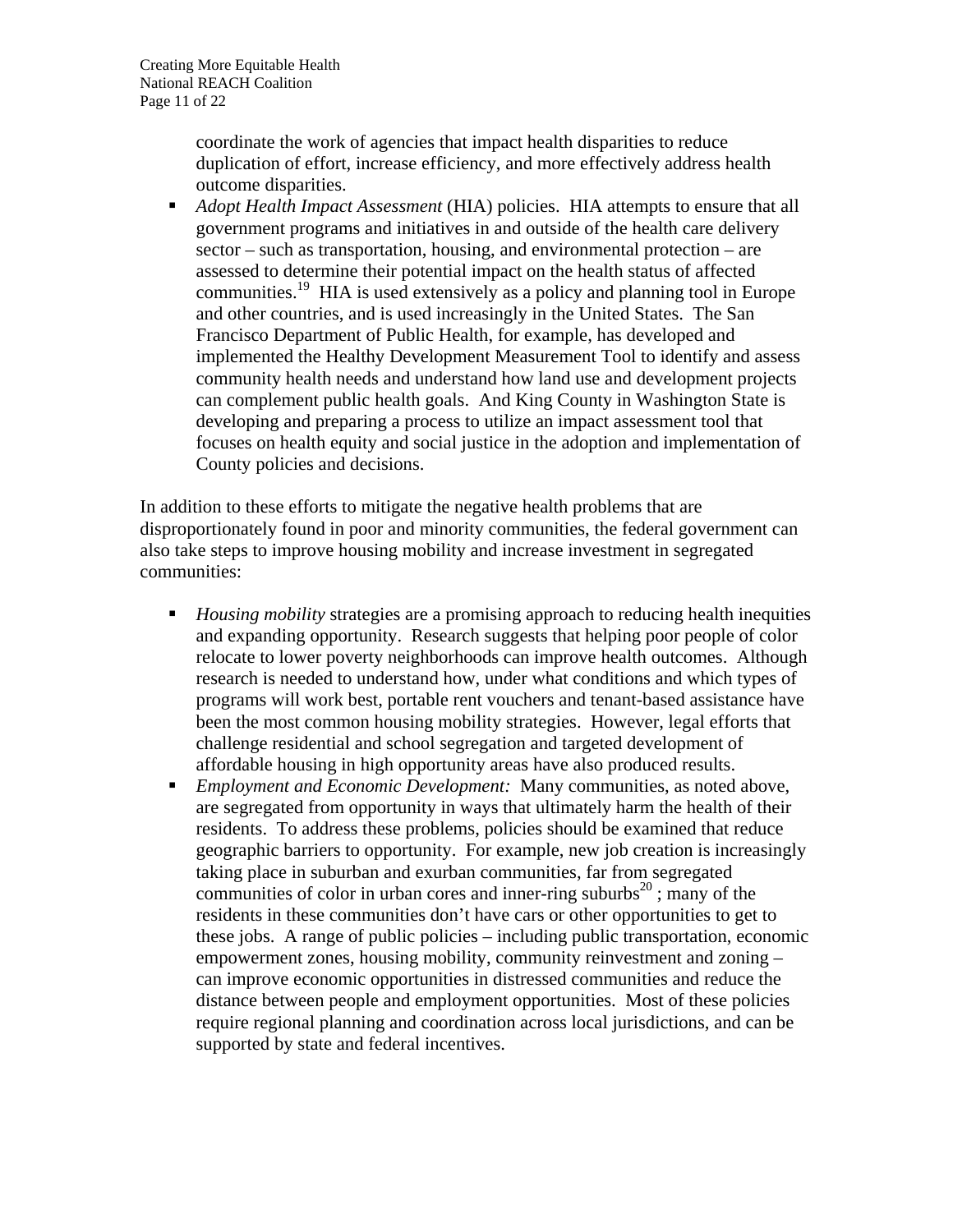coordinate the work of agencies that impact health disparities to reduce duplication of effort, increase efficiency, and more effectively address health outcome disparities.

- *Adopt Health Impact Assessment* (HIA) policies. HIA attempts to ensure that all government programs and initiatives in and outside of the health care delivery sector – such as transportation, housing, and environmental protection – are assessed to determine their potential impact on the health status of affected communities.[19] HIA is used extensively as a policy and planning tool in Europe and other countries, and is used increasingly in the United States. The San Francisco Department of Public Health, for example, has developed and implemented the Healthy Development Measurement Tool to identify and assess community health needs and understand how land use and development projects can complement public health goals. And King County in Washington State is developing and preparing a process to utilize an impact assessment tool that focuses on health equity and social justice in the adoption and implementation of County policies and decisions.

In addition to these efforts to mitigate the negative health problems that are disproportionately found in poor and minority communities, the federal government can also take steps to improve housing mobility and increase investment in segregated communities:

- *Housing mobility* strategies are a promising approach to reducing health inequities and expanding opportunity. Research suggests that helping poor people of color relocate to lower poverty neighborhoods can improve health outcomes. Although research is needed to understand how, under what conditions and which types of programs will work best, portable rent vouchers and tenant-based assistance have been the most common housing mobility strategies. However, legal efforts that challenge residential and school segregation and targeted development of affordable housing in high opportunity areas have also produced results.
- *Employment and Economic Development:* Many communities, as noted above, are segregated from opportunity in ways that ultimately harm the health of their residents. To address these problems, policies should be examined that reduce geographic barriers to opportunity. For example, new job creation is increasingly taking place in suburban and exurban communities, far from segregated communities of color in urban cores and inner-ring suburbs[20] ; many of the residents in these communities don't have cars or other opportunities to get to these jobs. A range of public policies – including public transportation, economic empowerment zones, housing mobility, community reinvestment and zoning – can improve economic opportunities in distressed communities and reduce the distance between people and employment opportunities. Most of these policies require regional planning and coordination across local jurisdictions, and can be supported by state and federal incentives.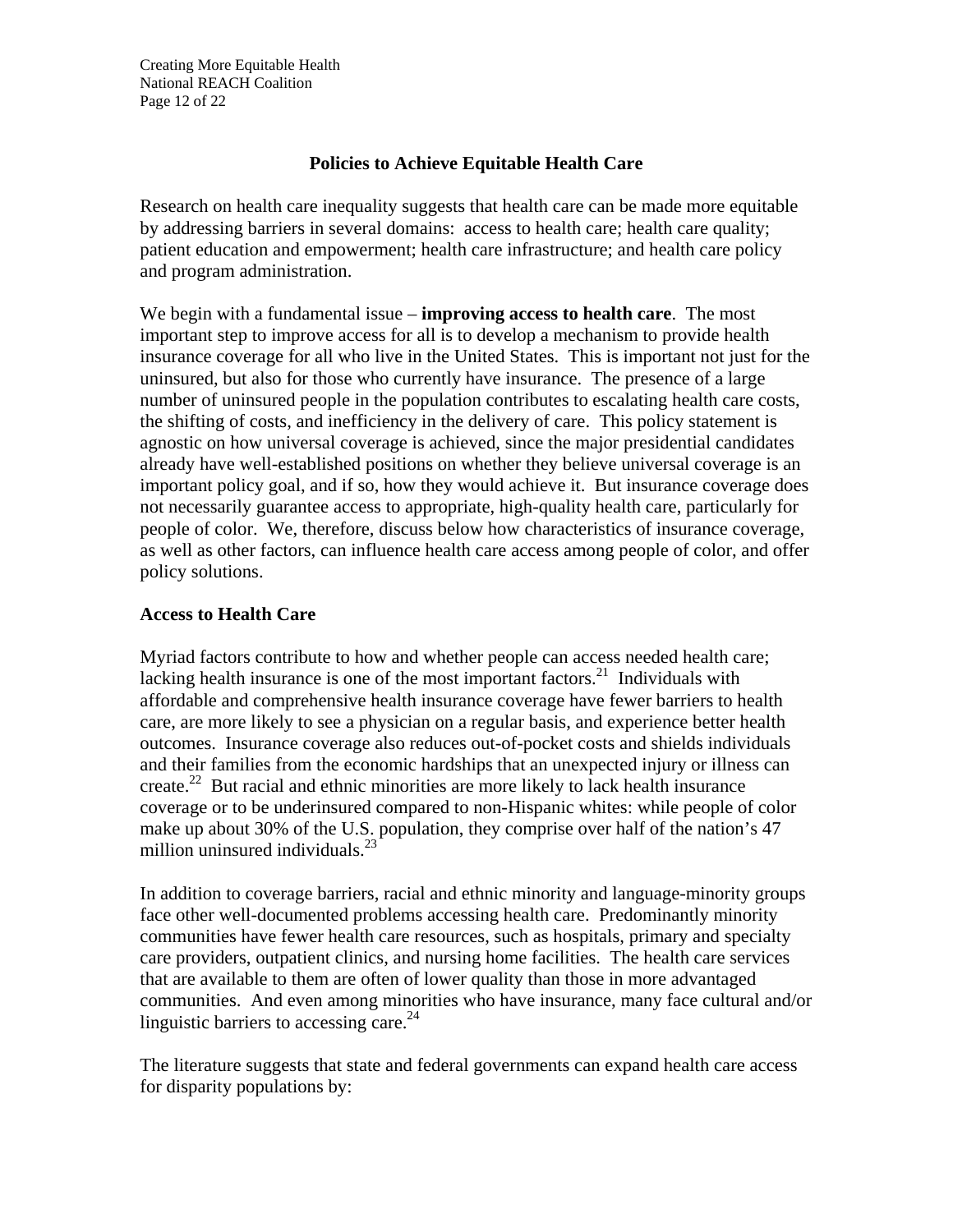## Policies to Achieve Equitable Health Care

Research on health care inequality suggests that health care can be made more equitable by addressing barriers in several domains: access to health care; health care quality; patient education and empowerment; health care infrastructure; and health care policy and program administration.

We begin with a fundamental issue – **improving access to health care**. The most important step to improve access for all is to develop a mechanism to provide health insurance coverage for all who live in the United States. This is important not just for the uninsured, but also for those who currently have insurance. The presence of a large number of uninsured people in the population contributes to escalating health care costs, the shifting of costs, and inefficiency in the delivery of care. This policy statement is agnostic on how universal coverage is achieved, since the major presidential candidates already have well-established positions on whether they believe universal coverage is an important policy goal, and if so, how they would achieve it. But insurance coverage does not necessarily guarantee access to appropriate, high-quality health care, particularly for people of color. We, therefore, discuss below how characteristics of insurance coverage, as well as other factors, can influence health care access among people of color, and offer policy solutions.

### Access to Health Care

Myriad factors contribute to how and whether people can access needed health care; lacking health insurance is one of the most important factors.[21] Individuals with affordable and comprehensive health insurance coverage have fewer barriers to health care, are more likely to see a physician on a regular basis, and experience better health outcomes. Insurance coverage also reduces out-of-pocket costs and shields individuals and their families from the economic hardships that an unexpected injury or illness can create.[22] But racial and ethnic minorities are more likely to lack health insurance coverage or to be underinsured compared to non-Hispanic whites: while people of color make up about 30% of the U.S. population, they comprise over half of the nation's 47 million uninsured individuals.[23]

In addition to coverage barriers, racial and ethnic minority and language-minority groups face other well-documented problems accessing health care. Predominantly minority communities have fewer health care resources, such as hospitals, primary and specialty care providers, outpatient clinics, and nursing home facilities. The health care services that are available to them are often of lower quality than those in more advantaged communities. And even among minorities who have insurance, many face cultural and/or linguistic barriers to accessing care.[24]

The literature suggests that state and federal governments can expand health care access for disparity populations by: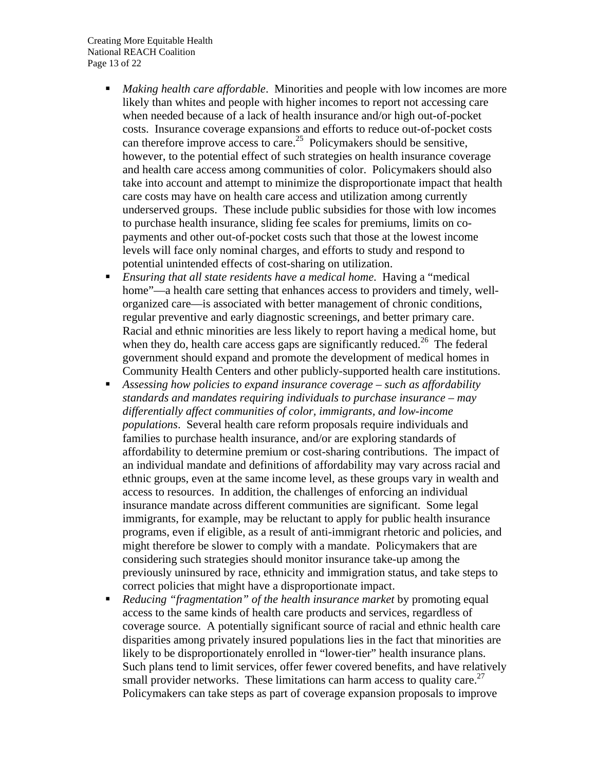- *Making health care affordable*. Minorities and people with low incomes are more likely than whites and people with higher incomes to report not accessing care when needed because of a lack of health insurance and/or high out-of-pocket costs. Insurance coverage expansions and efforts to reduce out-of-pocket costs can therefore improve access to care.[25] Policymakers should be sensitive, however, to the potential effect of such strategies on health insurance coverage and health care access among communities of color. Policymakers should also take into account and attempt to minimize the disproportionate impact that health care costs may have on health care access and utilization among currently underserved groups. These include public subsidies for those with low incomes to purchase health insurance, sliding fee scales for premiums, limits on co-payments and other out-of-pocket costs such that those at the lowest income levels will face only nominal charges, and efforts to study and respond to potential unintended effects of cost-sharing on utilization.
- *Ensuring that all state residents have a medical home.* Having a "medical home"—a health care setting that enhances access to providers and timely, well-organized care—is associated with better management of chronic conditions, regular preventive and early diagnostic screenings, and better primary care. Racial and ethnic minorities are less likely to report having a medical home, but when they do, health care access gaps are significantly reduced.[26] The federal government should expand and promote the development of medical homes in Community Health Centers and other publicly-supported health care institutions.
- *Assessing how policies to expand insurance coverage – such as affordability standards and mandates requiring individuals to purchase insurance – may differentially affect communities of color, immigrants, and low-income populations*. Several health care reform proposals require individuals and families to purchase health insurance, and/or are exploring standards of affordability to determine premium or cost-sharing contributions. The impact of an individual mandate and definitions of affordability may vary across racial and ethnic groups, even at the same income level, as these groups vary in wealth and access to resources. In addition, the challenges of enforcing an individual insurance mandate across different communities are significant. Some legal immigrants, for example, may be reluctant to apply for public health insurance programs, even if eligible, as a result of anti-immigrant rhetoric and policies, and might therefore be slower to comply with a mandate. Policymakers that are considering such strategies should monitor insurance take-up among the previously uninsured by race, ethnicity and immigration status, and take steps to correct policies that might have a disproportionate impact.
- *Reducing "fragmentation" of the health insurance market* by promoting equal access to the same kinds of health care products and services, regardless of coverage source. A potentially significant source of racial and ethnic health care disparities among privately insured populations lies in the fact that minorities are likely to be disproportionately enrolled in "lower-tier" health insurance plans. Such plans tend to limit services, offer fewer covered benefits, and have relatively small provider networks. These limitations can harm access to quality care.[27] Policymakers can take steps as part of coverage expansion proposals to improve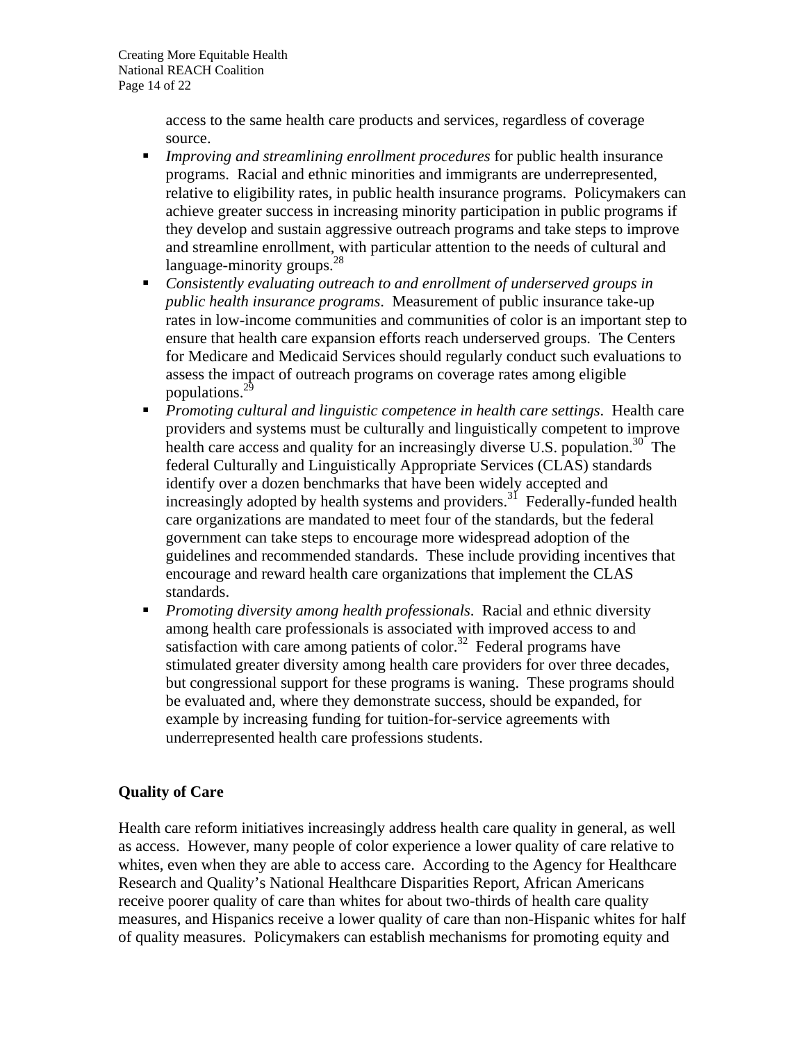access to the same health care products and services, regardless of coverage source.

- *Improving and streamlining enrollment procedures* for public health insurance programs. Racial and ethnic minorities and immigrants are underrepresented, relative to eligibility rates, in public health insurance programs. Policymakers can achieve greater success in increasing minority participation in public programs if they develop and sustain aggressive outreach programs and take steps to improve and streamline enrollment, with particular attention to the needs of cultural and language-minority groups.[28]
- *Consistently evaluating outreach to and enrollment of underserved groups in public health insurance programs*. Measurement of public insurance take-up rates in low-income communities and communities of color is an important step to ensure that health care expansion efforts reach underserved groups. The Centers for Medicare and Medicaid Services should regularly conduct such evaluations to assess the impact of outreach programs on coverage rates among eligible populations.[29]
- *Promoting cultural and linguistic competence in health care settings*. Health care providers and systems must be culturally and linguistically competent to improve health care access and quality for an increasingly diverse U.S. population.[30] The federal Culturally and Linguistically Appropriate Services (CLAS) standards identify over a dozen benchmarks that have been widely accepted and increasingly adopted by health systems and providers.[31] Federally-funded health care organizations are mandated to meet four of the standards, but the federal government can take steps to encourage more widespread adoption of the guidelines and recommended standards. These include providing incentives that encourage and reward health care organizations that implement the CLAS standards.
- *Promoting diversity among health professionals*. Racial and ethnic diversity among health care professionals is associated with improved access to and satisfaction with care among patients of color.[32] Federal programs have stimulated greater diversity among health care providers for over three decades, but congressional support for these programs is waning. These programs should be evaluated and, where they demonstrate success, should be expanded, for example by increasing funding for tuition-for-service agreements with underrepresented health care professions students.

## Quality of Care

Health care reform initiatives increasingly address health care quality in general, as well as access. However, many people of color experience a lower quality of care relative to whites, even when they are able to access care. According to the Agency for Healthcare Research and Quality's National Healthcare Disparities Report, African Americans receive poorer quality of care than whites for about two-thirds of health care quality measures, and Hispanics receive a lower quality of care than non-Hispanic whites for half of quality measures. Policymakers can establish mechanisms for promoting equity and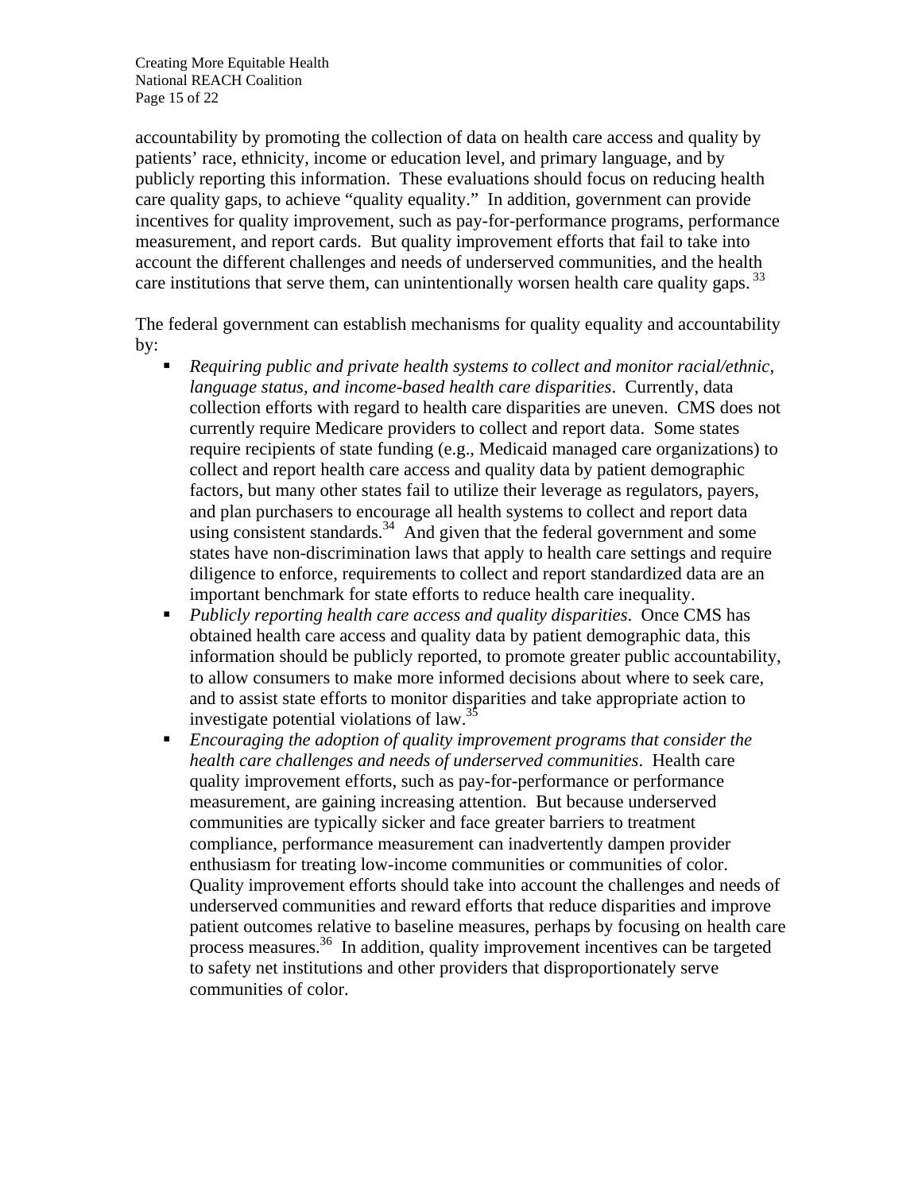accountability by promoting the collection of data on health care access and quality by patients' race, ethnicity, income or education level, and primary language, and by publicly reporting this information. These evaluations should focus on reducing health care quality gaps, to achieve "quality equality." In addition, government can provide incentives for quality improvement, such as pay-for-performance programs, performance measurement, and report cards. But quality improvement efforts that fail to take into account the different challenges and needs of underserved communities, and the health care institutions that serve them, can unintentionally worsen health care quality gaps.[33]

The federal government can establish mechanisms for quality equality and accountability by:

- *Requiring public and private health systems to collect and monitor racial/ethnic, language status, and income-based health care disparities*. Currently, data collection efforts with regard to health care disparities are uneven. CMS does not currently require Medicare providers to collect and report data. Some states require recipients of state funding (e.g., Medicaid managed care organizations) to collect and report health care access and quality data by patient demographic factors, but many other states fail to utilize their leverage as regulators, payers, and plan purchasers to encourage all health systems to collect and report data using consistent standards.[34] And given that the federal government and some states have non-discrimination laws that apply to health care settings and require diligence to enforce, requirements to collect and report standardized data are an important benchmark for state efforts to reduce health care inequality.
- *Publicly reporting health care access and quality disparities*. Once CMS has obtained health care access and quality data by patient demographic data, this information should be publicly reported, to promote greater public accountability, to allow consumers to make more informed decisions about where to seek care, and to assist state efforts to monitor disparities and take appropriate action to investigate potential violations of law.[35]
- *Encouraging the adoption of quality improvement programs that consider the health care challenges and needs of underserved communities*. Health care quality improvement efforts, such as pay-for-performance or performance measurement, are gaining increasing attention. But because underserved communities are typically sicker and face greater barriers to treatment compliance, performance measurement can inadvertently dampen provider enthusiasm for treating low-income communities or communities of color. Quality improvement efforts should take into account the challenges and needs of underserved communities and reward efforts that reduce disparities and improve patient outcomes relative to baseline measures, perhaps by focusing on health care process measures.[36] In addition, quality improvement incentives can be targeted to safety net institutions and other providers that disproportionately serve communities of color.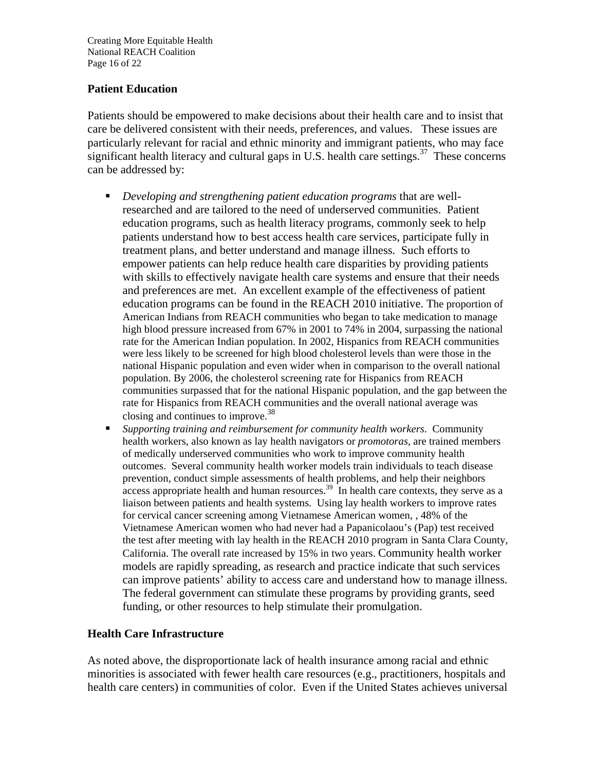**Patient Education**

Patients should be empowered to make decisions about their health care and to insist that care be delivered consistent with their needs, preferences, and values. These issues are particularly relevant for racial and ethnic minority and immigrant patients, who may face significant health literacy and cultural gaps in U.S. health care settings.[37] These concerns can be addressed by:

- *Developing and strengthening patient education programs* that are well-researched and are tailored to the need of underserved communities. Patient education programs, such as health literacy programs, commonly seek to help patients understand how to best access health care services, participate fully in treatment plans, and better understand and manage illness. Such efforts to empower patients can help reduce health care disparities by providing patients with skills to effectively navigate health care systems and ensure that their needs and preferences are met. An excellent example of the effectiveness of patient education programs can be found in the REACH 2010 initiative. The proportion of American Indians from REACH communities who began to take medication to manage high blood pressure increased from 67% in 2001 to 74% in 2004, surpassing the national rate for the American Indian population. In 2002, Hispanics from REACH communities were less likely to be screened for high blood cholesterol levels than were those in the national Hispanic population and even wider when in comparison to the overall national population. By 2006, the cholesterol screening rate for Hispanics from REACH communities surpassed that for the national Hispanic population, and the gap between the rate for Hispanics from REACH communities and the overall national average was closing and continues to improve.[38]
- *Supporting training and reimbursement for community health workers.* Community health workers, also known as lay health navigators or *promotoras*, are trained members of medically underserved communities who work to improve community health outcomes. Several community health worker models train individuals to teach disease prevention, conduct simple assessments of health problems, and help their neighbors access appropriate health and human resources.[39] In health care contexts, they serve as a liaison between patients and health systems. Using lay health workers to improve rates for cervical cancer screening among Vietnamese American women, , 48% of the Vietnamese American women who had never had a Papanicolaou's (Pap) test received the test after meeting with lay health in the REACH 2010 program in Santa Clara County, California. The overall rate increased by 15% in two years. Community health worker models are rapidly spreading, as research and practice indicate that such services can improve patients' ability to access care and understand how to manage illness. The federal government can stimulate these programs by providing grants, seed funding, or other resources to help stimulate their promulgation.

**Health Care Infrastructure**

As noted above, the disproportionate lack of health insurance among racial and ethnic minorities is associated with fewer health care resources (e.g., practitioners, hospitals and health care centers) in communities of color. Even if the United States achieves universal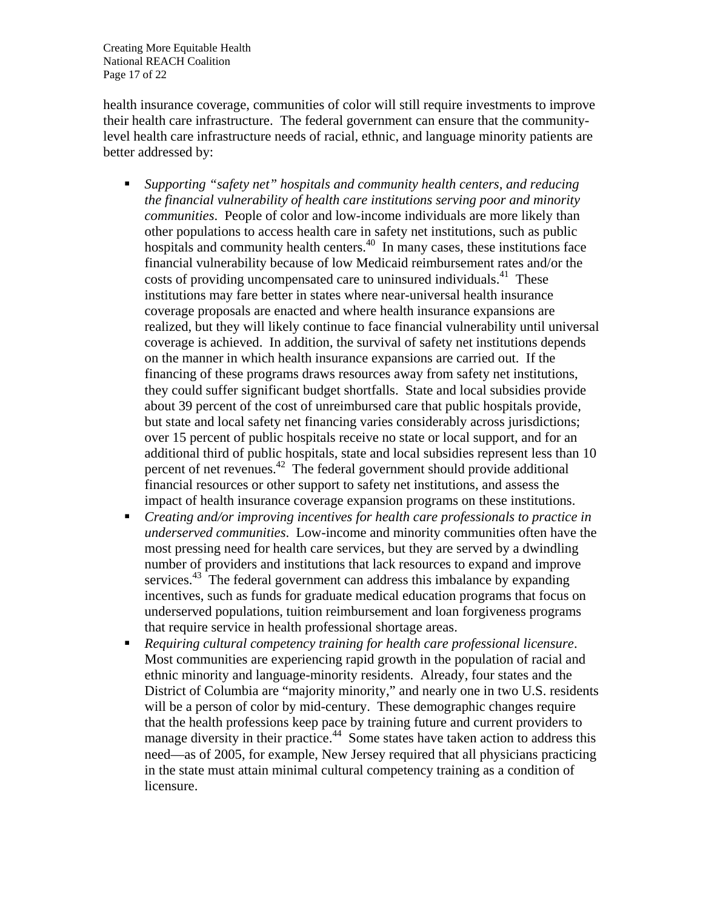health insurance coverage, communities of color will still require investments to improve their health care infrastructure. The federal government can ensure that the community-level health care infrastructure needs of racial, ethnic, and language minority patients are better addressed by:

- *Supporting "safety net" hospitals and community health centers, and reducing the financial vulnerability of health care institutions serving poor and minority communities*. People of color and low-income individuals are more likely than other populations to access health care in safety net institutions, such as public hospitals and community health centers.[40] In many cases, these institutions face financial vulnerability because of low Medicaid reimbursement rates and/or the costs of providing uncompensated care to uninsured individuals.[41] These institutions may fare better in states where near-universal health insurance coverage proposals are enacted and where health insurance expansions are realized, but they will likely continue to face financial vulnerability until universal coverage is achieved. In addition, the survival of safety net institutions depends on the manner in which health insurance expansions are carried out. If the financing of these programs draws resources away from safety net institutions, they could suffer significant budget shortfalls. State and local subsidies provide about 39 percent of the cost of unreimbursed care that public hospitals provide, but state and local safety net financing varies considerably across jurisdictions; over 15 percent of public hospitals receive no state or local support, and for an additional third of public hospitals, state and local subsidies represent less than 10 percent of net revenues.[42] The federal government should provide additional financial resources or other support to safety net institutions, and assess the impact of health insurance coverage expansion programs on these institutions.
- *Creating and/or improving incentives for health care professionals to practice in underserved communities*. Low-income and minority communities often have the most pressing need for health care services, but they are served by a dwindling number of providers and institutions that lack resources to expand and improve services.[43] The federal government can address this imbalance by expanding incentives, such as funds for graduate medical education programs that focus on underserved populations, tuition reimbursement and loan forgiveness programs that require service in health professional shortage areas.
- *Requiring cultural competency training for health care professional licensure*. Most communities are experiencing rapid growth in the population of racial and ethnic minority and language-minority residents. Already, four states and the District of Columbia are "majority minority," and nearly one in two U.S. residents will be a person of color by mid-century. These demographic changes require that the health professions keep pace by training future and current providers to manage diversity in their practice.[44] Some states have taken action to address this need—as of 2005, for example, New Jersey required that all physicians practicing in the state must attain minimal cultural competency training as a condition of licensure.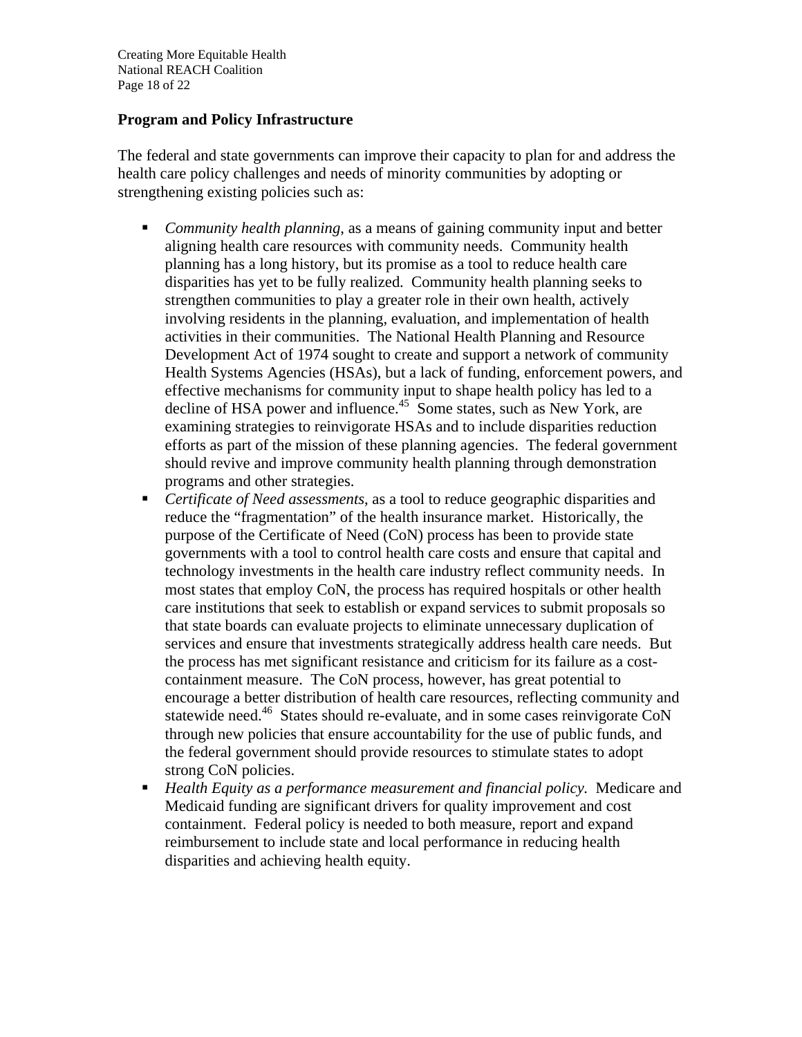**Program and Policy Infrastructure**

The federal and state governments can improve their capacity to plan for and address the health care policy challenges and needs of minority communities by adopting or strengthening existing policies such as:

- *Community health planning*, as a means of gaining community input and better aligning health care resources with community needs. Community health planning has a long history, but its promise as a tool to reduce health care disparities has yet to be fully realized. Community health planning seeks to strengthen communities to play a greater role in their own health, actively involving residents in the planning, evaluation, and implementation of health activities in their communities. The National Health Planning and Resource Development Act of 1974 sought to create and support a network of community Health Systems Agencies (HSAs), but a lack of funding, enforcement powers, and effective mechanisms for community input to shape health policy has led to a decline of HSA power and influence.[45] Some states, such as New York, are examining strategies to reinvigorate HSAs and to include disparities reduction efforts as part of the mission of these planning agencies. The federal government should revive and improve community health planning through demonstration programs and other strategies.
- *Certificate of Need assessments*, as a tool to reduce geographic disparities and reduce the "fragmentation" of the health insurance market. Historically, the purpose of the Certificate of Need (CoN) process has been to provide state governments with a tool to control health care costs and ensure that capital and technology investments in the health care industry reflect community needs. In most states that employ CoN, the process has required hospitals or other health care institutions that seek to establish or expand services to submit proposals so that state boards can evaluate projects to eliminate unnecessary duplication of services and ensure that investments strategically address health care needs. But the process has met significant resistance and criticism for its failure as a cost-containment measure. The CoN process, however, has great potential to encourage a better distribution of health care resources, reflecting community and statewide need.[46] States should re-evaluate, and in some cases reinvigorate CoN through new policies that ensure accountability for the use of public funds, and the federal government should provide resources to stimulate states to adopt strong CoN policies.
- *Health Equity as a performance measurement and financial policy.* Medicare and Medicaid funding are significant drivers for quality improvement and cost containment. Federal policy is needed to both measure, report and expand reimbursement to include state and local performance in reducing health disparities and achieving health equity.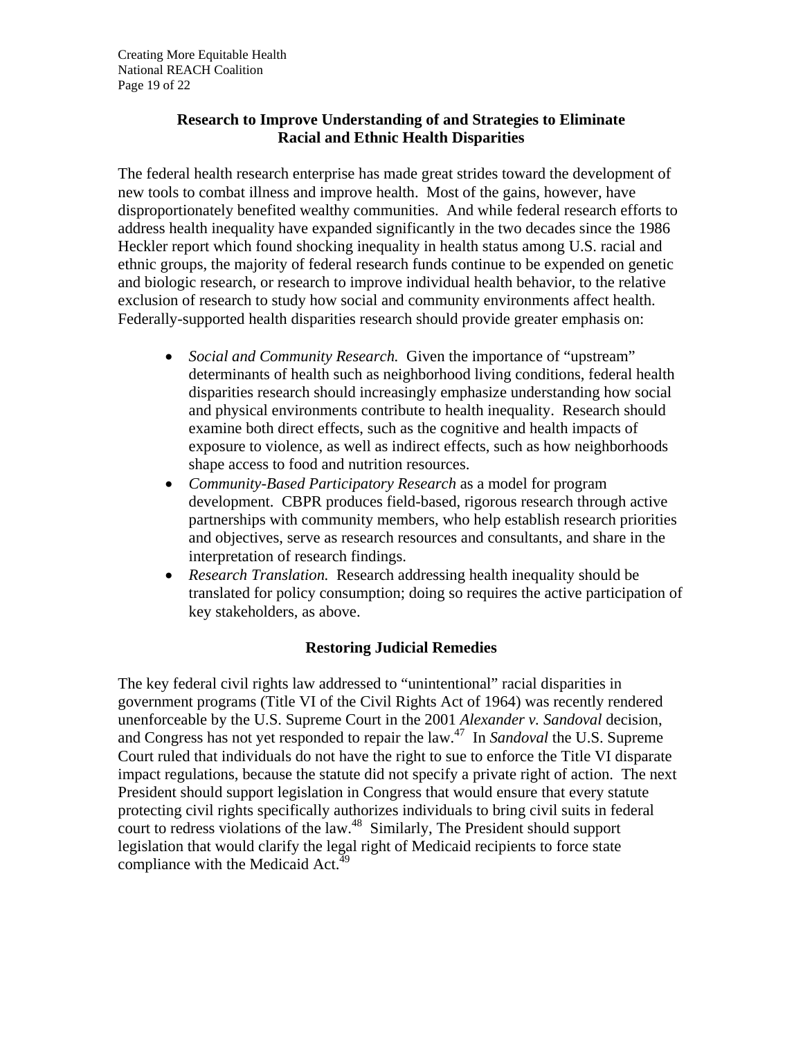## Research to Improve Understanding of and Strategies to Eliminate Racial and Ethnic Health Disparities

The federal health research enterprise has made great strides toward the development of new tools to combat illness and improve health. Most of the gains, however, have disproportionately benefited wealthy communities. And while federal research efforts to address health inequality have expanded significantly in the two decades since the 1986 Heckler report which found shocking inequality in health status among U.S. racial and ethnic groups, the majority of federal research funds continue to be expended on genetic and biologic research, or research to improve individual health behavior, to the relative exclusion of research to study how social and community environments affect health. Federally-supported health disparities research should provide greater emphasis on:

- *Social and Community Research.* Given the importance of "upstream" determinants of health such as neighborhood living conditions, federal health disparities research should increasingly emphasize understanding how social and physical environments contribute to health inequality. Research should examine both direct effects, such as the cognitive and health impacts of exposure to violence, as well as indirect effects, such as how neighborhoods shape access to food and nutrition resources.
- *Community-Based Participatory Research* as a model for program development. CBPR produces field-based, rigorous research through active partnerships with community members, who help establish research priorities and objectives, serve as research resources and consultants, and share in the interpretation of research findings.
- *Research Translation.* Research addressing health inequality should be translated for policy consumption; doing so requires the active participation of key stakeholders, as above.

## Restoring Judicial Remedies

The key federal civil rights law addressed to "unintentional" racial disparities in government programs (Title VI of the Civil Rights Act of 1964) was recently rendered unenforceable by the U.S. Supreme Court in the 2001 *Alexander v. Sandoval* decision, and Congress has not yet responded to repair the law.[47] In *Sandoval* the U.S. Supreme Court ruled that individuals do not have the right to sue to enforce the Title VI disparate impact regulations, because the statute did not specify a private right of action. The next President should support legislation in Congress that would ensure that every statute protecting civil rights specifically authorizes individuals to bring civil suits in federal court to redress violations of the law.[48] Similarly, The President should support legislation that would clarify the legal right of Medicaid recipients to force state compliance with the Medicaid Act.[49]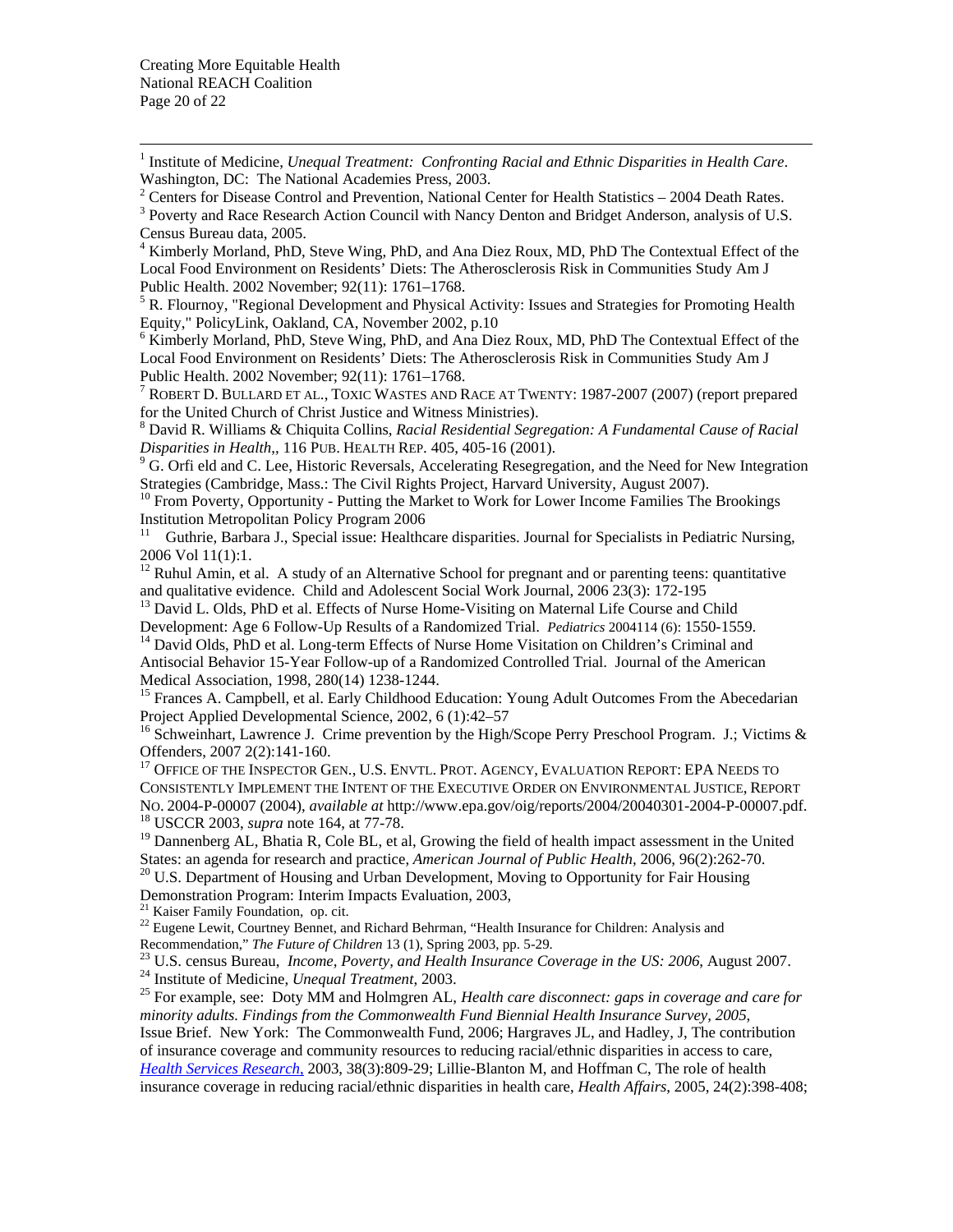[1] Institute of Medicine, *Unequal Treatment: Confronting Racial and Ethnic Disparities in Health Care*. Washington, DC: The National Academies Press, 2003.

[2] Centers for Disease Control and Prevention, National Center for Health Statistics – 2004 Death Rates.

[3] Poverty and Race Research Action Council with Nancy Denton and Bridget Anderson, analysis of U.S. Census Bureau data, 2005.

[4] Kimberly Morland, PhD, Steve Wing, PhD, and Ana Diez Roux, MD, PhD The Contextual Effect of the Local Food Environment on Residents' Diets: The Atherosclerosis Risk in Communities Study Am J Public Health. 2002 November; 92(11): 1761–1768.

[5] R. Flournoy, "Regional Development and Physical Activity: Issues and Strategies for Promoting Health Equity," PolicyLink, Oakland, CA, November 2002, p.10

[6] Kimberly Morland, PhD, Steve Wing, PhD, and Ana Diez Roux, MD, PhD The Contextual Effect of the Local Food Environment on Residents' Diets: The Atherosclerosis Risk in Communities Study Am J Public Health. 2002 November; 92(11): 1761–1768.

[7] ROBERT D. BULLARD ET AL., TOXIC WASTES AND RACE AT TWENTY: 1987-2007 (2007) (report prepared for the United Church of Christ Justice and Witness Ministries).

[8] David R. Williams & Chiquita Collins, *Racial Residential Segregation: A Fundamental Cause of Racial Disparities in Health*,, 116 PUB. HEALTH REP. 405, 405-16 (2001).

[9] G. Orfi eld and C. Lee, Historic Reversals, Accelerating Resegregation, and the Need for New Integration Strategies (Cambridge, Mass.: The Civil Rights Project, Harvard University, August 2007).

[10] From Poverty, Opportunity - Putting the Market to Work for Lower Income Families The Brookings Institution Metropolitan Policy Program 2006

[11] Guthrie, Barbara J., Special issue: Healthcare disparities. Journal for Specialists in Pediatric Nursing, 2006 Vol 11(1):1.

[12] Ruhul Amin, et al. A study of an Alternative School for pregnant and or parenting teens: quantitative and qualitative evidence. Child and Adolescent Social Work Journal, 2006 23(3): 172-195

[13] David L. Olds, PhD et al. Effects of Nurse Home-Visiting on Maternal Life Course and Child Development: Age 6 Follow-Up Results of a Randomized Trial. *Pediatrics* 2004114 (6): 1550-1559.

[14] David Olds, PhD et al. Long-term Effects of Nurse Home Visitation on Children's Criminal and Antisocial Behavior 15-Year Follow-up of a Randomized Controlled Trial. Journal of the American Medical Association, 1998, 280(14) 1238-1244.

[15] Frances A. Campbell, et al. Early Childhood Education: Young Adult Outcomes From the Abecedarian Project Applied Developmental Science, 2002, 6 (1):42–57

[16] Schweinhart, Lawrence J. Crime prevention by the High/Scope Perry Preschool Program. J.; Victims & Offenders, 2007 2(2):141-160.

[17] OFFICE OF THE INSPECTOR GEN., U.S. ENVTL. PROT. AGENCY, EVALUATION REPORT: EPA NEEDS TO CONSISTENTLY IMPLEMENT THE INTENT OF THE EXECUTIVE ORDER ON ENVIRONMENTAL JUSTICE, REPORT NO. 2004-P-00007 (2004), *available at* http://www.epa.gov/oig/reports/2004/20040301-2004-P-00007.pdf.

[18] USCCR 2003, *supra* note 164, at 77-78.

[19] Dannenberg AL, Bhatia R, Cole BL, et al, Growing the field of health impact assessment in the United States: an agenda for research and practice, *American Journal of Public Health*, 2006, 96(2):262-70.

[20] U.S. Department of Housing and Urban Development, Moving to Opportunity for Fair Housing Demonstration Program: Interim Impacts Evaluation, 2003,

[21] Kaiser Family Foundation, op. cit.

[22] Eugene Lewit, Courtney Bennet, and Richard Behrman, "Health Insurance for Children: Analysis and Recommendation," *The Future of Children* 13 (1), Spring 2003, pp. 5-29.

[23] U.S. census Bureau, *Income, Poverty, and Health Insurance Coverage in the US: 2006*, August 2007.

[24] Institute of Medicine, *Unequal Treatment*, 2003.

[25] For example, see: Doty MM and Holmgren AL, *Health care disconnect: gaps in coverage and care for minority adults. Findings from the Commonwealth Fund Biennial Health Insurance Survey, 2005*, Issue Brief. New York: The Commonwealth Fund, 2006; Hargraves JL, and Hadley, J, The contribution of insurance coverage and community resources to reducing racial/ethnic disparities in access to care, *Health Services Research*, 2003, 38(3):809-29; Lillie-Blanton M, and Hoffman C, The role of health insurance coverage in reducing racial/ethnic disparities in health care, *Health Affairs*, 2005, 24(2):398-408;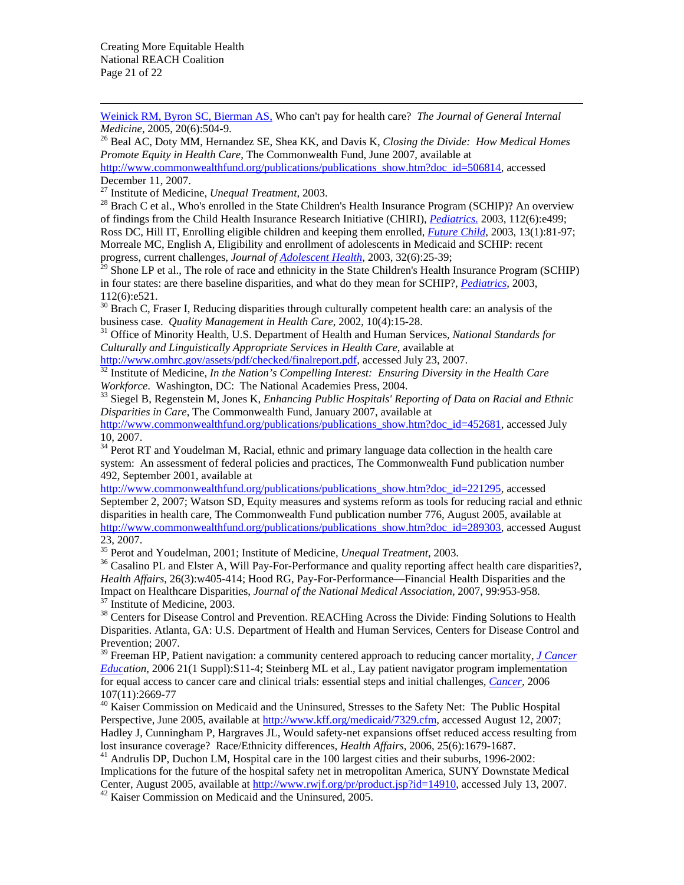Weinick RM, Byron SC, Bierman AS, Who can't pay for health care? *The Journal of General Internal Medicine*, 2005, 20(6):504-9.

[26] Beal AC, Doty MM, Hernandez SE, Shea KK, and Davis K, *Closing the Divide: How Medical Homes Promote Equity in Health Care*, The Commonwealth Fund, June 2007, available at http://www.commonwealthfund.org/publications/publications_show.htm?doc_id=506814, accessed December 11, 2007.

[27] Institute of Medicine, *Unequal Treatment*, 2003.

[28] Brach C et al., Who's enrolled in the State Children's Health Insurance Program (SCHIP)? An overview of findings from the Child Health Insurance Research Initiative (CHIRI), *Pediatrics.* 2003, 112(6):e499; Ross DC, Hill IT, Enrolling eligible children and keeping them enrolled, *Future Child*, 2003, 13(1):81-97; Morreale MC, English A, Eligibility and enrollment of adolescents in Medicaid and SCHIP: recent progress, current challenges, *Journal of Adolescent Health*, 2003, 32(6):25-39;

[29] Shone LP et al., The role of race and ethnicity in the State Children's Health Insurance Program (SCHIP) in four states: are there baseline disparities, and what do they mean for SCHIP?, *Pediatrics*, 2003, 112(6):e521.

[30] Brach C, Fraser I, Reducing disparities through culturally competent health care: an analysis of the business case. *Quality Management in Health Care*, 2002, 10(4):15-28.

[31] Office of Minority Health, U.S. Department of Health and Human Services, *National Standards for Culturally and Linguistically Appropriate Services in Health Care*, available at http://www.omhrc.gov/assets/pdf/checked/finalreport.pdf, accessed July 23, 2007.

[32] Institute of Medicine, *In the Nation's Compelling Interest: Ensuring Diversity in the Health Care Workforce*. Washington, DC: The National Academies Press, 2004.

[33] Siegel B, Regenstein M, Jones K, *Enhancing Public Hospitals' Reporting of Data on Racial and Ethnic Disparities in Care*, The Commonwealth Fund, January 2007, available at http://www.commonwealthfund.org/publications/publications_show.htm?doc_id=452681, accessed July 10, 2007.

[34] Perot RT and Youdelman M, Racial, ethnic and primary language data collection in the health care system: An assessment of federal policies and practices, The Commonwealth Fund publication number 492, September 2001, available at http://www.commonwealthfund.org/publications/publications_show.htm?doc_id=221295, accessed September 2, 2007; Watson SD, Equity measures and systems reform as tools for reducing racial and ethnic disparities in health care, The Commonwealth Fund publication number 776, August 2005, available at http://www.commonwealthfund.org/publications/publications_show.htm?doc_id=289303, accessed August 23, 2007.

[35] Perot and Youdelman, 2001; Institute of Medicine, *Unequal Treatment*, 2003.

[36] Casalino PL and Elster A, Will Pay-For-Performance and quality reporting affect health care disparities?, *Health Affairs*, 26(3):w405-414; Hood RG, Pay-For-Performance—Financial Health Disparities and the Impact on Healthcare Disparities, *Journal of the National Medical Association*, 2007, 99:953-958.

[37] Institute of Medicine, 2003.

[38] Centers for Disease Control and Prevention. REACHing Across the Divide: Finding Solutions to Health Disparities. Atlanta, GA: U.S. Department of Health and Human Services, Centers for Disease Control and Prevention; 2007.

[39] Freeman HP, Patient navigation: a community centered approach to reducing cancer mortality, *J Cancer Education*, 2006 21(1 Suppl):S11-4; Steinberg ML et al., Lay patient navigator program implementation for equal access to cancer care and clinical trials: essential steps and initial challenges, *Cancer*, 2006 107(11):2669-77

[40] Kaiser Commission on Medicaid and the Uninsured, Stresses to the Safety Net: The Public Hospital Perspective, June 2005, available at http://www.kff.org/medicaid/7329.cfm, accessed August 12, 2007; Hadley J, Cunningham P, Hargraves JL, Would safety-net expansions offset reduced access resulting from lost insurance coverage? Race/Ethnicity differences, *Health Affairs*, 2006, 25(6):1679-1687.

[41] Andrulis DP, Duchon LM, Hospital care in the 100 largest cities and their suburbs, 1996-2002: Implications for the future of the hospital safety net in metropolitan America, SUNY Downstate Medical Center, August 2005, available at http://www.rwjf.org/pr/product.jsp?id=14910, accessed July 13, 2007.

[42] Kaiser Commission on Medicaid and the Uninsured, 2005.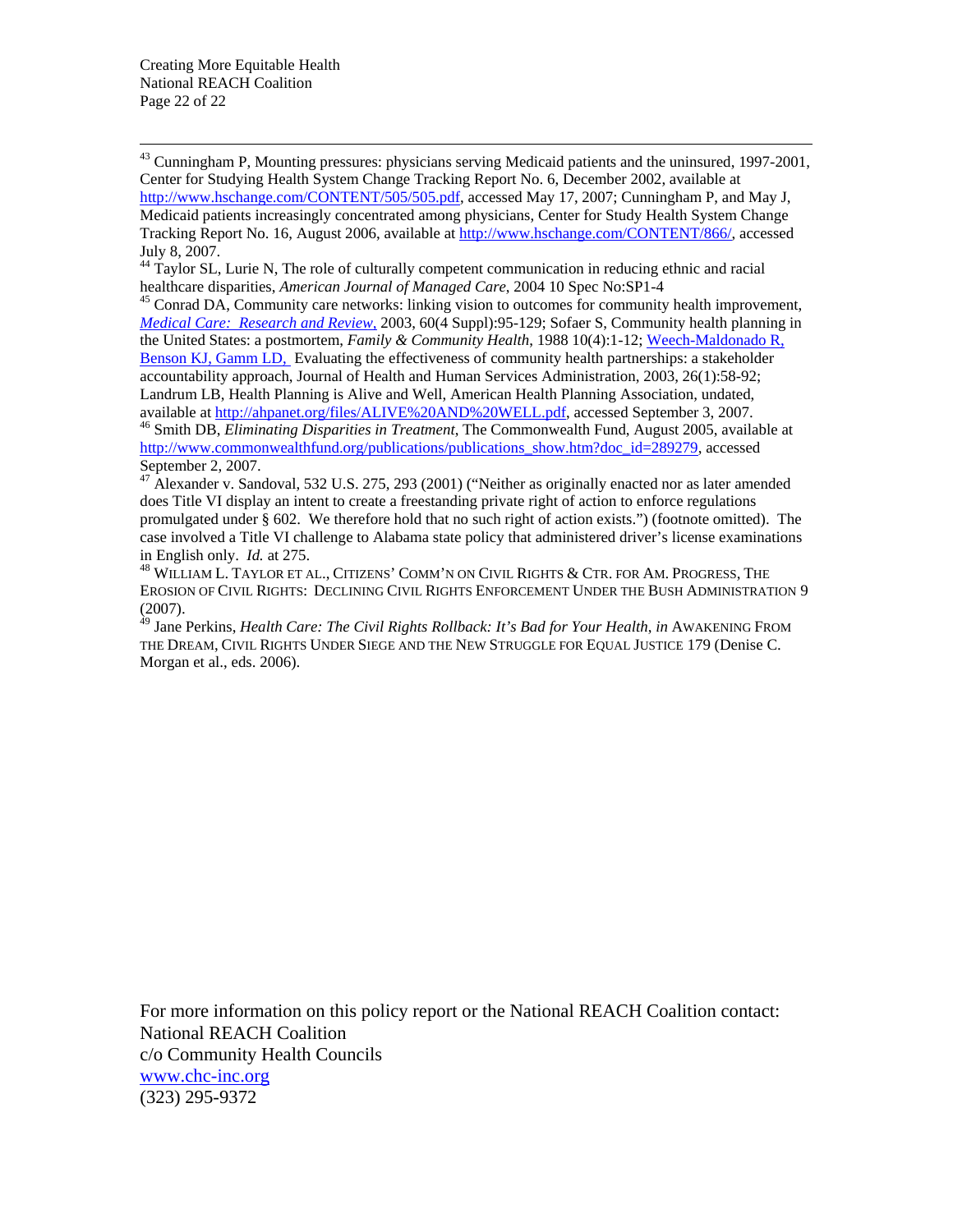[43] Cunningham P, Mounting pressures: physicians serving Medicaid patients and the uninsured, 1997-2001, Center for Studying Health System Change Tracking Report No. 6, December 2002, available at http://www.hschange.com/CONTENT/505/505.pdf, accessed May 17, 2007; Cunningham P, and May J, Medicaid patients increasingly concentrated among physicians, Center for Study Health System Change Tracking Report No. 16, August 2006, available at http://www.hschange.com/CONTENT/866/, accessed July 8, 2007.

[44] Taylor SL, Lurie N, The role of culturally competent communication in reducing ethnic and racial healthcare disparities, *American Journal of Managed Care*, 2004 10 Spec No:SP1-4

[45] Conrad DA, Community care networks: linking vision to outcomes for community health improvement, *Medical Care: Research and Review*, 2003, 60(4 Suppl):95-129; Sofaer S, Community health planning in the United States: a postmortem, *Family & Community Health*, 1988 10(4):1-12; Weech-Maldonado R, Benson KJ, Gamm LD, Evaluating the effectiveness of community health partnerships: a stakeholder accountability approach, Journal of Health and Human Services Administration, 2003, 26(1):58-92; Landrum LB, Health Planning is Alive and Well, American Health Planning Association, undated, available at http://ahpanet.org/files/ALIVE%20AND%20WELL.pdf, accessed September 3, 2007.

[46] Smith DB, *Eliminating Disparities in Treatment*, The Commonwealth Fund, August 2005, available at http://www.commonwealthfund.org/publications/publications_show.htm?doc_id=289279, accessed September 2, 2007.

[47] Alexander v. Sandoval, 532 U.S. 275, 293 (2001) ("Neither as originally enacted nor as later amended does Title VI display an intent to create a freestanding private right of action to enforce regulations promulgated under § 602. We therefore hold that no such right of action exists.") (footnote omitted). The case involved a Title VI challenge to Alabama state policy that administered driver's license examinations in English only. *Id.* at 275.

[48] WILLIAM L. TAYLOR ET AL., CITIZENS' COMM'N ON CIVIL RIGHTS & CTR. FOR AM. PROGRESS, THE EROSION OF CIVIL RIGHTS: DECLINING CIVIL RIGHTS ENFORCEMENT UNDER THE BUSH ADMINISTRATION 9 (2007).

[49] Jane Perkins, *Health Care: The Civil Rights Rollback: It's Bad for Your Health*, *in* AWAKENING FROM THE DREAM, CIVIL RIGHTS UNDER SIEGE AND THE NEW STRUGGLE FOR EQUAL JUSTICE 179 (Denise C. Morgan et al., eds. 2006).

For more information on this policy report or the National REACH Coalition contact:
National REACH Coalition
c/o Community Health Councils
www.chc-inc.org
(323) 295-9372